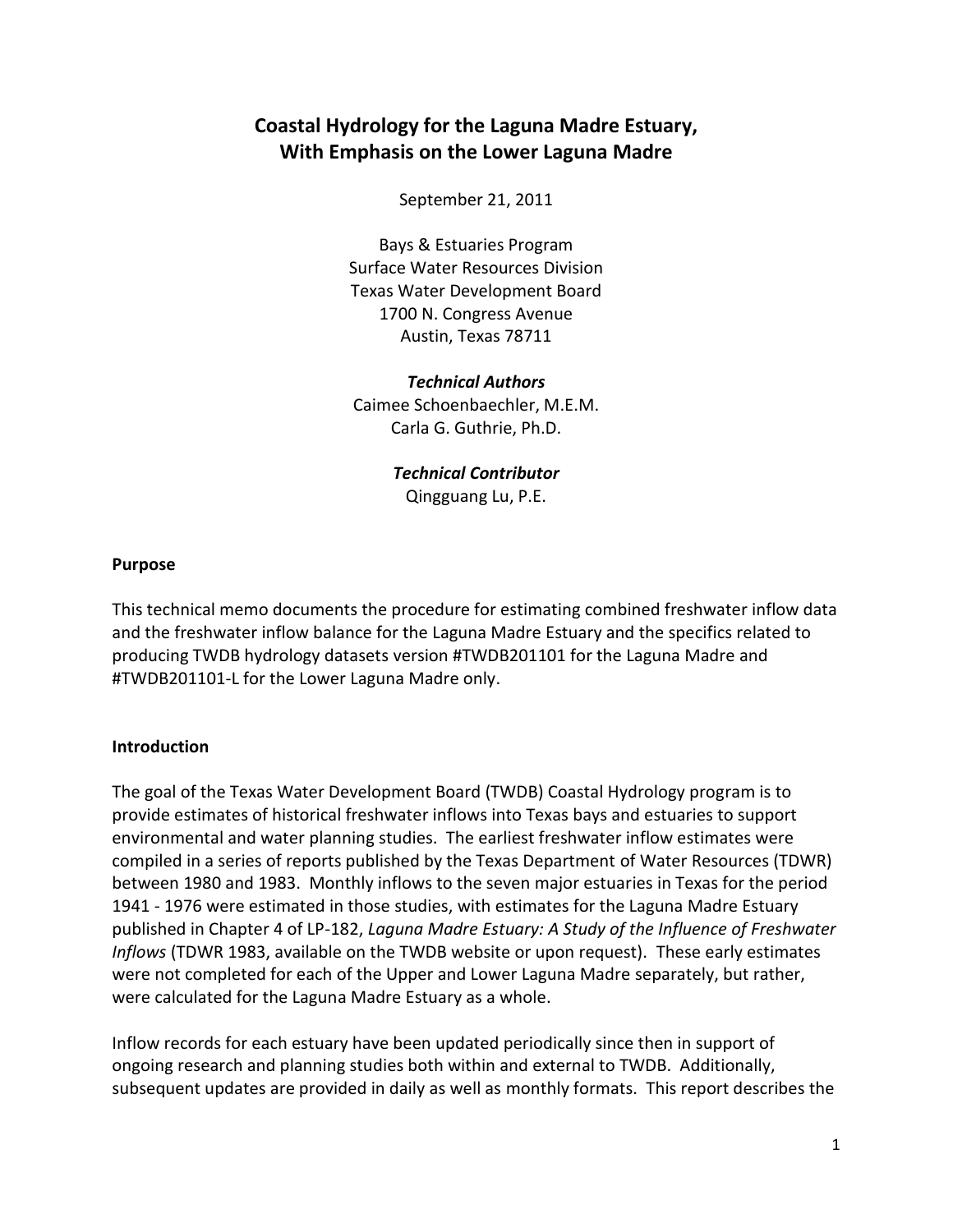# Coastal Hydrology for the Laguna Madre Estuary, With Emphasis on the Lower Laguna Madre

September 21, 2011

Bays & Estuaries Program
Surface Water Resources Division
Texas Water Development Board
1700 N. Congress Avenue
Austin, Texas 78711

***Technical Authors***
Caimee Schoenbaechler, M.E.M.
Carla G. Guthrie, Ph.D.

***Technical Contributor***
Qingguang Lu, P.E.

**Purpose**

This technical memo documents the procedure for estimating combined freshwater inflow data and the freshwater inflow balance for the Laguna Madre Estuary and the specifics related to producing TWDB hydrology datasets version #TWDB201101 for the Laguna Madre and #TWDB201101-L for the Lower Laguna Madre only.

**Introduction**

The goal of the Texas Water Development Board (TWDB) Coastal Hydrology program is to provide estimates of historical freshwater inflows into Texas bays and estuaries to support environmental and water planning studies. The earliest freshwater inflow estimates were compiled in a series of reports published by the Texas Department of Water Resources (TDWR) between 1980 and 1983. Monthly inflows to the seven major estuaries in Texas for the period 1941 - 1976 were estimated in those studies, with estimates for the Laguna Madre Estuary published in Chapter 4 of LP-182, *Laguna Madre Estuary: A Study of the Influence of Freshwater Inflows* (TDWR 1983, available on the TWDB website or upon request). These early estimates were not completed for each of the Upper and Lower Laguna Madre separately, but rather, were calculated for the Laguna Madre Estuary as a whole.

Inflow records for each estuary have been updated periodically since then in support of ongoing research and planning studies both within and external to TWDB. Additionally, subsequent updates are provided in daily as well as monthly formats. This report describes the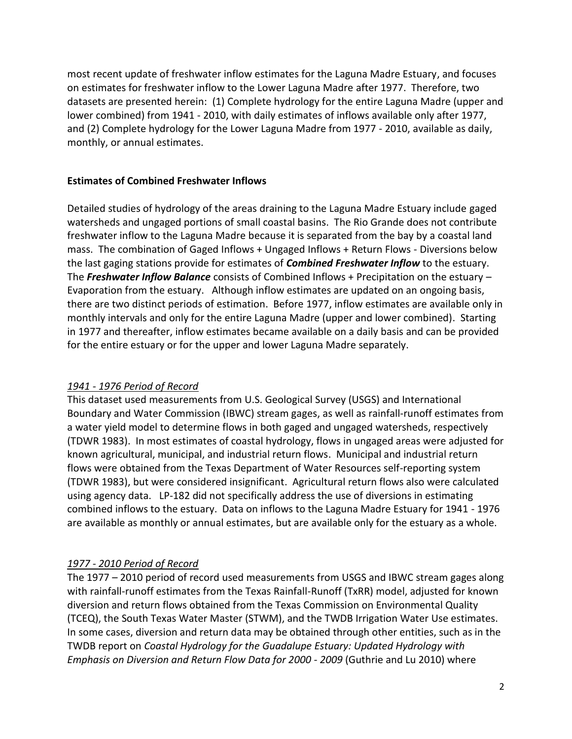most recent update of freshwater inflow estimates for the Laguna Madre Estuary, and focuses on estimates for freshwater inflow to the Lower Laguna Madre after 1977. Therefore, two datasets are presented herein: (1) Complete hydrology for the entire Laguna Madre (upper and lower combined) from 1941 - 2010, with daily estimates of inflows available only after 1977, and (2) Complete hydrology for the Lower Laguna Madre from 1977 - 2010, available as daily, monthly, or annual estimates.

## Estimates of Combined Freshwater Inflows

Detailed studies of hydrology of the areas draining to the Laguna Madre Estuary include gaged watersheds and ungaged portions of small coastal basins. The Rio Grande does not contribute freshwater inflow to the Laguna Madre because it is separated from the bay by a coastal land mass. The combination of Gaged Inflows + Ungaged Inflows + Return Flows - Diversions below the last gaging stations provide for estimates of ***Combined Freshwater Inflow*** to the estuary. The ***Freshwater Inflow Balance*** consists of Combined Inflows + Precipitation on the estuary – Evaporation from the estuary. Although inflow estimates are updated on an ongoing basis, there are two distinct periods of estimation. Before 1977, inflow estimates are available only in monthly intervals and only for the entire Laguna Madre (upper and lower combined). Starting in 1977 and thereafter, inflow estimates became available on a daily basis and can be provided for the entire estuary or for the upper and lower Laguna Madre separately.

### *1941 - 1976 Period of Record*

This dataset used measurements from U.S. Geological Survey (USGS) and International Boundary and Water Commission (IBWC) stream gages, as well as rainfall-runoff estimates from a water yield model to determine flows in both gaged and ungaged watersheds, respectively (TDWR 1983). In most estimates of coastal hydrology, flows in ungaged areas were adjusted for known agricultural, municipal, and industrial return flows. Municipal and industrial return flows were obtained from the Texas Department of Water Resources self-reporting system (TDWR 1983), but were considered insignificant. Agricultural return flows also were calculated using agency data. LP-182 did not specifically address the use of diversions in estimating combined inflows to the estuary. Data on inflows to the Laguna Madre Estuary for 1941 - 1976 are available as monthly or annual estimates, but are available only for the estuary as a whole.

### *1977 - 2010 Period of Record*

The 1977 – 2010 period of record used measurements from USGS and IBWC stream gages along with rainfall-runoff estimates from the Texas Rainfall-Runoff (TxRR) model, adjusted for known diversion and return flows obtained from the Texas Commission on Environmental Quality (TCEQ), the South Texas Water Master (STWM), and the TWDB Irrigation Water Use estimates. In some cases, diversion and return data may be obtained through other entities, such as in the TWDB report on *Coastal Hydrology for the Guadalupe Estuary: Updated Hydrology with Emphasis on Diversion and Return Flow Data for 2000 - 2009* (Guthrie and Lu 2010) where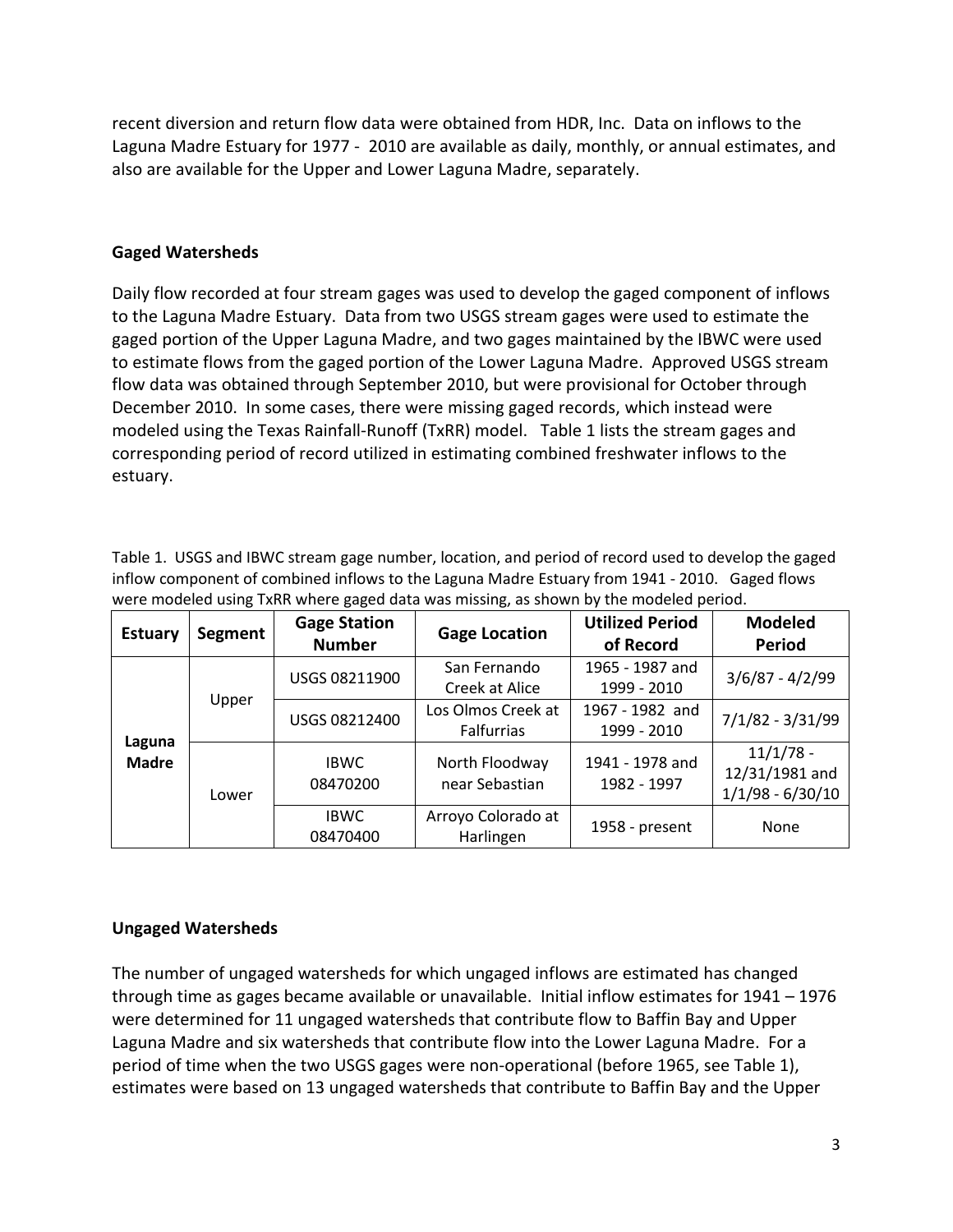recent diversion and return flow data were obtained from HDR, Inc. Data on inflows to the Laguna Madre Estuary for 1977 - 2010 are available as daily, monthly, or annual estimates, and also are available for the Upper and Lower Laguna Madre, separately.

**Gaged Watersheds**

Daily flow recorded at four stream gages was used to develop the gaged component of inflows to the Laguna Madre Estuary. Data from two USGS stream gages were used to estimate the gaged portion of the Upper Laguna Madre, and two gages maintained by the IBWC were used to estimate flows from the gaged portion of the Lower Laguna Madre. Approved USGS stream flow data was obtained through September 2010, but were provisional for October through December 2010. In some cases, there were missing gaged records, which instead were modeled using the Texas Rainfall-Runoff (TxRR) model. Table 1 lists the stream gages and corresponding period of record utilized in estimating combined freshwater inflows to the estuary.

Table 1. USGS and IBWC stream gage number, location, and period of record used to develop the gaged inflow component of combined inflows to the Laguna Madre Estuary from 1941 - 2010. Gaged flows were modeled using TxRR where gaged data was missing, as shown by the modeled period.

| Estuary | Segment | Gage Station Number | Gage Location | Utilized Period of Record | Modeled Period |
|---|---|---|---|---|---|
| Laguna Madre | Upper | USGS 08211900 | San Fernando Creek at Alice | 1965 - 1987 and 1999 - 2010 | 3/6/87 - 4/2/99 |
| | | USGS 08212400 | Los Olmos Creek at Falfurrias | 1967 - 1982 and 1999 - 2010 | 7/1/82 - 3/31/99 |
| | Lower | IBWC 08470200 | North Floodway near Sebastian | 1941 - 1978 and 1982 - 1997 | 11/1/78 - 12/31/1981 and 1/1/98 - 6/30/10 |
| | | IBWC 08470400 | Arroyo Colorado at Harlingen | 1958 - present | None |

**Ungaged Watersheds**

The number of ungaged watersheds for which ungaged inflows are estimated has changed through time as gages became available or unavailable. Initial inflow estimates for 1941 – 1976 were determined for 11 ungaged watersheds that contribute flow to Baffin Bay and Upper Laguna Madre and six watersheds that contribute flow into the Lower Laguna Madre. For a period of time when the two USGS gages were non-operational (before 1965, see Table 1), estimates were based on 13 ungaged watersheds that contribute to Baffin Bay and the Upper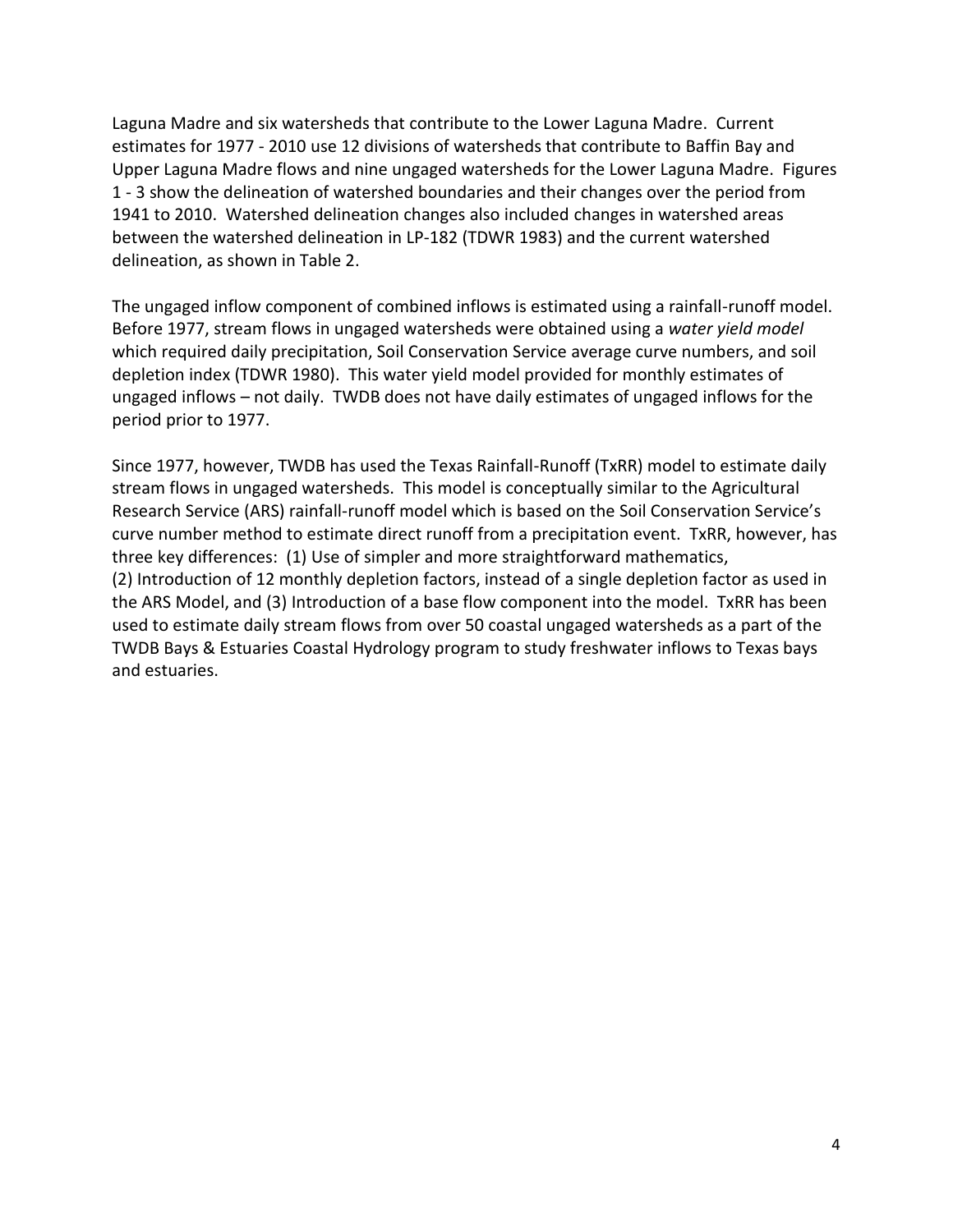Laguna Madre and six watersheds that contribute to the Lower Laguna Madre. Current estimates for 1977 - 2010 use 12 divisions of watersheds that contribute to Baffin Bay and Upper Laguna Madre flows and nine ungaged watersheds for the Lower Laguna Madre. Figures 1 - 3 show the delineation of watershed boundaries and their changes over the period from 1941 to 2010. Watershed delineation changes also included changes in watershed areas between the watershed delineation in LP-182 (TDWR 1983) and the current watershed delineation, as shown in Table 2.

The ungaged inflow component of combined inflows is estimated using a rainfall-runoff model. Before 1977, stream flows in ungaged watersheds were obtained using a *water yield model* which required daily precipitation, Soil Conservation Service average curve numbers, and soil depletion index (TDWR 1980). This water yield model provided for monthly estimates of ungaged inflows – not daily. TWDB does not have daily estimates of ungaged inflows for the period prior to 1977.

Since 1977, however, TWDB has used the Texas Rainfall-Runoff (TxRR) model to estimate daily stream flows in ungaged watersheds. This model is conceptually similar to the Agricultural Research Service (ARS) rainfall-runoff model which is based on the Soil Conservation Service's curve number method to estimate direct runoff from a precipitation event. TxRR, however, has three key differences: (1) Use of simpler and more straightforward mathematics, (2) Introduction of 12 monthly depletion factors, instead of a single depletion factor as used in the ARS Model, and (3) Introduction of a base flow component into the model. TxRR has been used to estimate daily stream flows from over 50 coastal ungaged watersheds as a part of the TWDB Bays & Estuaries Coastal Hydrology program to study freshwater inflows to Texas bays and estuaries.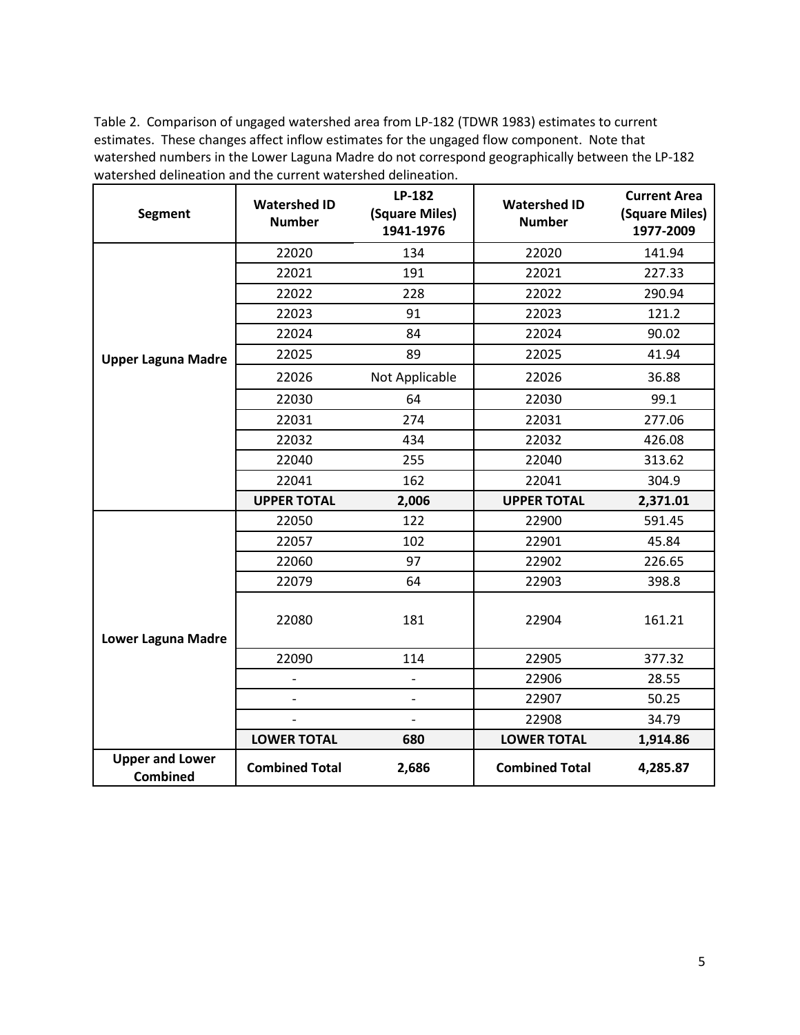Table 2. Comparison of ungaged watershed area from LP-182 (TDWR 1983) estimates to current estimates. These changes affect inflow estimates for the ungaged flow component. Note that watershed numbers in the Lower Laguna Madre do not correspond geographically between the LP-182 watershed delineation and the current watershed delineation.

| Segment | Watershed ID Number | LP-182 (Square Miles) 1941-1976 | Watershed ID Number | Current Area (Square Miles) 1977-2009 |
|---|---|---|---|---|
| Upper Laguna Madre | 22020 | 134 | 22020 | 141.94 |
| | 22021 | 191 | 22021 | 227.33 |
| | 22022 | 228 | 22022 | 290.94 |
| | 22023 | 91 | 22023 | 121.2 |
| | 22024 | 84 | 22024 | 90.02 |
| | 22025 | 89 | 22025 | 41.94 |
| | 22026 | Not Applicable | 22026 | 36.88 |
| | 22030 | 64 | 22030 | 99.1 |
| | 22031 | 274 | 22031 | 277.06 |
| | 22032 | 434 | 22032 | 426.08 |
| | 22040 | 255 | 22040 | 313.62 |
| | 22041 | 162 | 22041 | 304.9 |
| | **UPPER TOTAL** | **2,006** | **UPPER TOTAL** | **2,371.01** |
| Lower Laguna Madre | 22050 | 122 | 22900 | 591.45 |
| | 22057 | 102 | 22901 | 45.84 |
| | 22060 | 97 | 22902 | 226.65 |
| | 22079 | 64 | 22903 | 398.8 |
| | 22080 | 181 | 22904 | 161.21 |
| | 22090 | 114 | 22905 | 377.32 |
| | - | - | 22906 | 28.55 |
| | - | - | 22907 | 50.25 |
| | - | - | 22908 | 34.79 |
| | **LOWER TOTAL** | **680** | **LOWER TOTAL** | **1,914.86** |
| **Upper and Lower Combined** | **Combined Total** | **2,686** | **Combined Total** | **4,285.87** |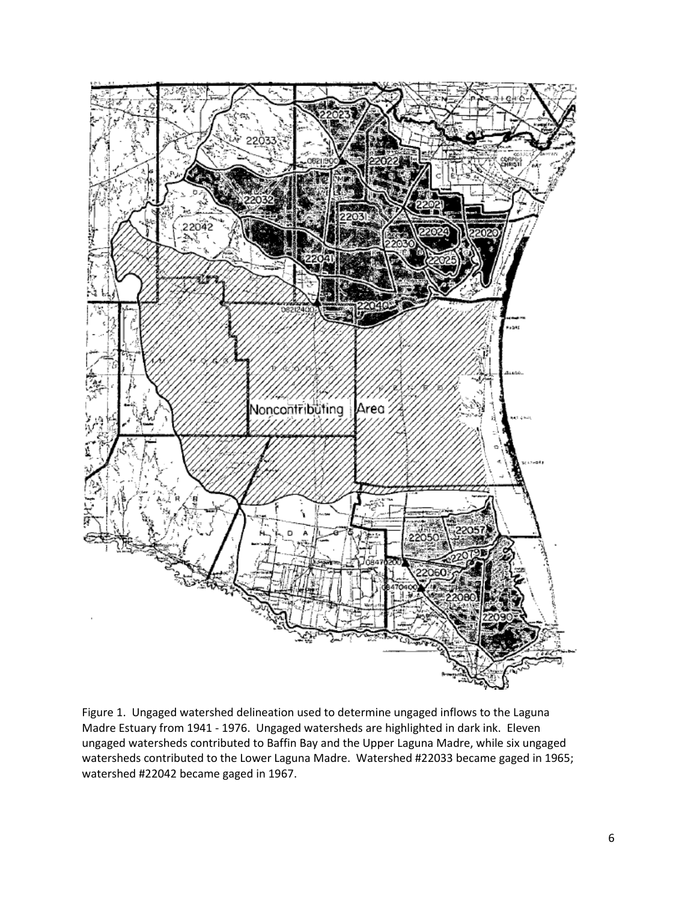Figure 1. Ungaged watershed delineation used to determine ungaged inflows to the Laguna Madre Estuary from 1941 - 1976. Ungaged watersheds are highlighted in dark ink. Eleven ungaged watersheds contributed to Baffin Bay and the Upper Laguna Madre, while six ungaged watersheds contributed to the Lower Laguna Madre. Watershed #22033 became gaged in 1965; watershed #22042 became gaged in 1967.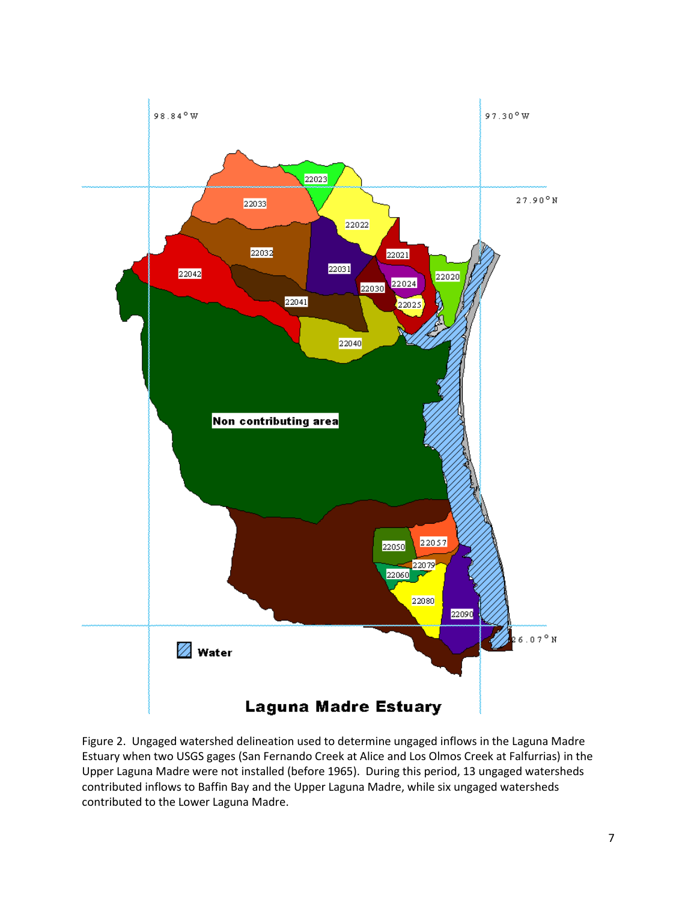Figure 2. Ungaged watershed delineation used to determine ungaged inflows in the Laguna Madre Estuary when two USGS gages (San Fernando Creek at Alice and Los Olmos Creek at Falfurrias) in the Upper Laguna Madre were not installed (before 1965). During this period, 13 ungaged watersheds contributed inflows to Baffin Bay and the Upper Laguna Madre, while six ungaged watersheds contributed to the Lower Laguna Madre.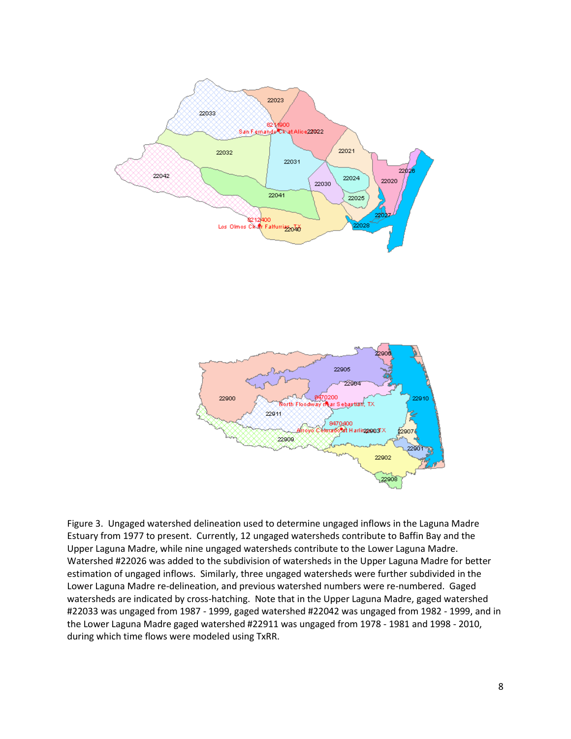Figure 3. Ungaged watershed delineation used to determine ungaged inflows in the Laguna Madre Estuary from 1977 to present. Currently, 12 ungaged watersheds contribute to Baffin Bay and the Upper Laguna Madre, while nine ungaged watersheds contribute to the Lower Laguna Madre. Watershed #22026 was added to the subdivision of watersheds in the Upper Laguna Madre for better estimation of ungaged inflows. Similarly, three ungaged watersheds were further subdivided in the Lower Laguna Madre re-delineation, and previous watershed numbers were re-numbered. Gaged watersheds are indicated by cross-hatching. Note that in the Upper Laguna Madre, gaged watershed #22033 was ungaged from 1987 - 1999, gaged watershed #22042 was ungaged from 1982 - 1999, and in the Lower Laguna Madre gaged watershed #22911 was ungaged from 1978 - 1981 and 1998 - 2010, during which time flows were modeled using TxRR.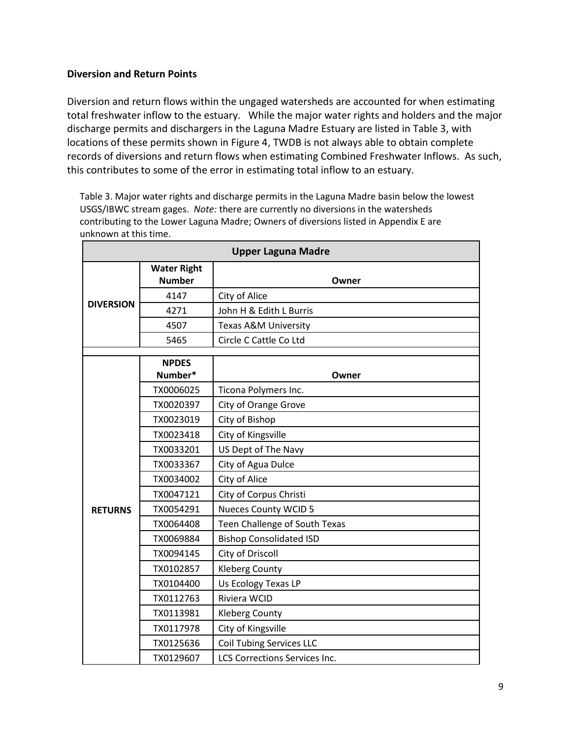**Diversion and Return Points**

Diversion and return flows within the ungaged watersheds are accounted for when estimating total freshwater inflow to the estuary. While the major water rights and holders and the major discharge permits and dischargers in the Laguna Madre Estuary are listed in Table 3, with locations of these permits shown in Figure 4, TWDB is not always able to obtain complete records of diversions and return flows when estimating Combined Freshwater Inflows. As such, this contributes to some of the error in estimating total inflow to an estuary.

Table 3. Major water rights and discharge permits in the Laguna Madre basin below the lowest USGS/IBWC stream gages. *Note:* there are currently no diversions in the watersheds contributing to the Lower Laguna Madre; Owners of diversions listed in Appendix E are unknown at this time.

| Upper Laguna Madre | | |
|---|---|---|
| | **Water Right Number** | **Owner** |
| **DIVERSION** | 4147 | City of Alice |
| | 4271 | John H & Edith L Burris |
| | 4507 | Texas A&M University |
| | 5465 | Circle C Cattle Co Ltd |
| | | |
| | **NPDES Number*** | **Owner** |
| **RETURNS** | TX0006025 | Ticona Polymers Inc. |
| | TX0020397 | City of Orange Grove |
| | TX0023019 | City of Bishop |
| | TX0023418 | City of Kingsville |
| | TX0033201 | US Dept of The Navy |
| | TX0033367 | City of Agua Dulce |
| | TX0034002 | City of Alice |
| | TX0047121 | City of Corpus Christi |
| | TX0054291 | Nueces County WCID 5 |
| | TX0064408 | Teen Challenge of South Texas |
| | TX0069884 | Bishop Consolidated ISD |
| | TX0094145 | City of Driscoll |
| | TX0102857 | Kleberg County |
| | TX0104400 | Us Ecology Texas LP |
| | TX0112763 | Riviera WCID |
| | TX0113981 | Kleberg County |
| | TX0117978 | City of Kingsville |
| | TX0125636 | Coil Tubing Services LLC |
| | TX0129607 | LCS Corrections Services Inc. |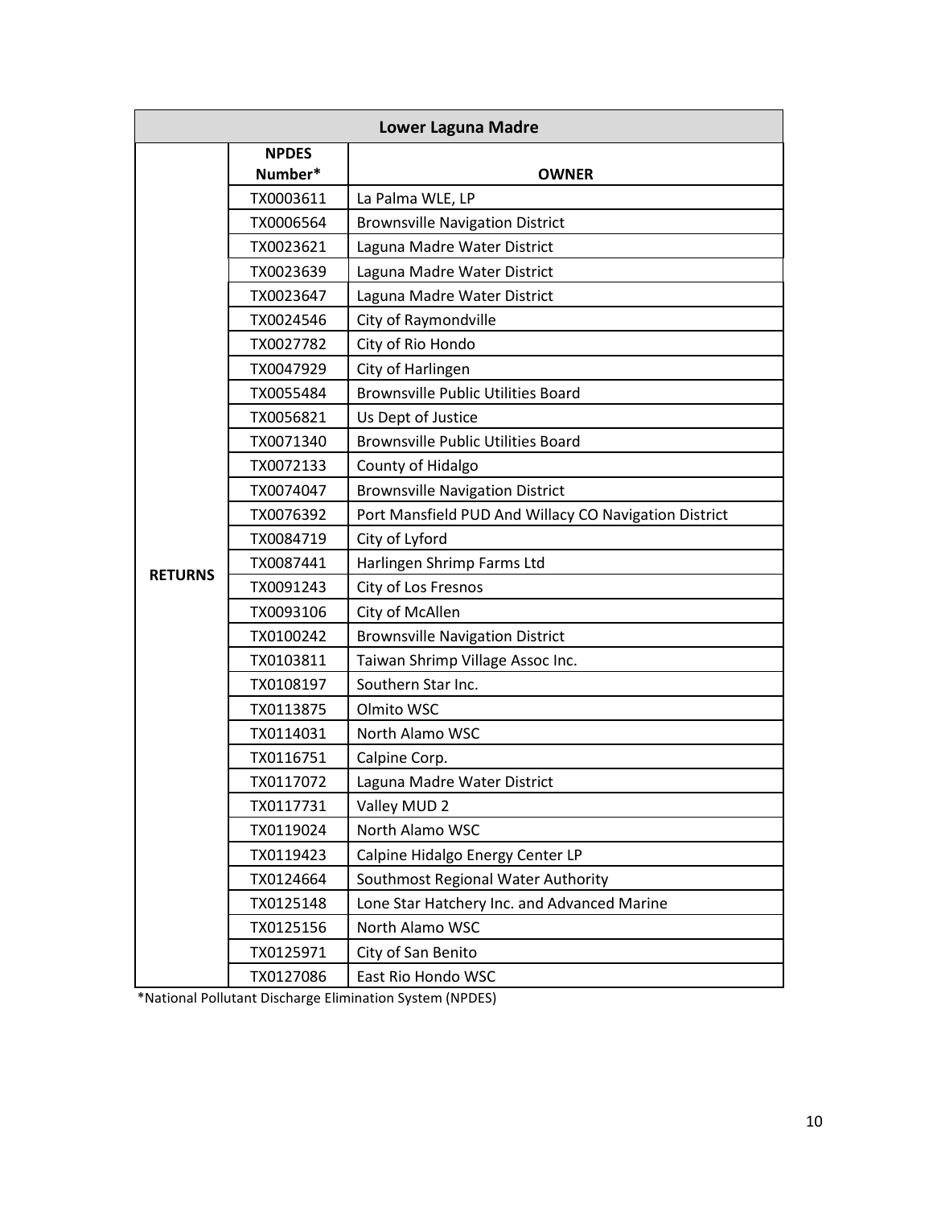| Lower Laguna Madre | | |
|---|---|---|
| | **NPDES Number*** | **OWNER** |
| **RETURNS** | TX0003611 | La Palma WLE, LP |
| | TX0006564 | Brownsville Navigation District |
| | TX0023621 | Laguna Madre Water District |
| | TX0023639 | Laguna Madre Water District |
| | TX0023647 | Laguna Madre Water District |
| | TX0024546 | City of Raymondville |
| | TX0027782 | City of Rio Hondo |
| | TX0047929 | City of Harlingen |
| | TX0055484 | Brownsville Public Utilities Board |
| | TX0056821 | Us Dept of Justice |
| | TX0071340 | Brownsville Public Utilities Board |
| | TX0072133 | County of Hidalgo |
| | TX0074047 | Brownsville Navigation District |
| | TX0076392 | Port Mansfield PUD And Willacy CO Navigation District |
| | TX0084719 | City of Lyford |
| | TX0087441 | Harlingen Shrimp Farms Ltd |
| | TX0091243 | City of Los Fresnos |
| | TX0093106 | City of McAllen |
| | TX0100242 | Brownsville Navigation District |
| | TX0103811 | Taiwan Shrimp Village Assoc Inc. |
| | TX0108197 | Southern Star Inc. |
| | TX0113875 | Olmito WSC |
| | TX0114031 | North Alamo WSC |
| | TX0116751 | Calpine Corp. |
| | TX0117072 | Laguna Madre Water District |
| | TX0117731 | Valley MUD 2 |
| | TX0119024 | North Alamo WSC |
| | TX0119423 | Calpine Hidalgo Energy Center LP |
| | TX0124664 | Southmost Regional Water Authority |
| | TX0125148 | Lone Star Hatchery Inc. and Advanced Marine |
| | TX0125156 | North Alamo WSC |
| | TX0125971 | City of San Benito |
| | TX0127086 | East Rio Hondo WSC |

*National Pollutant Discharge Elimination System (NPDES)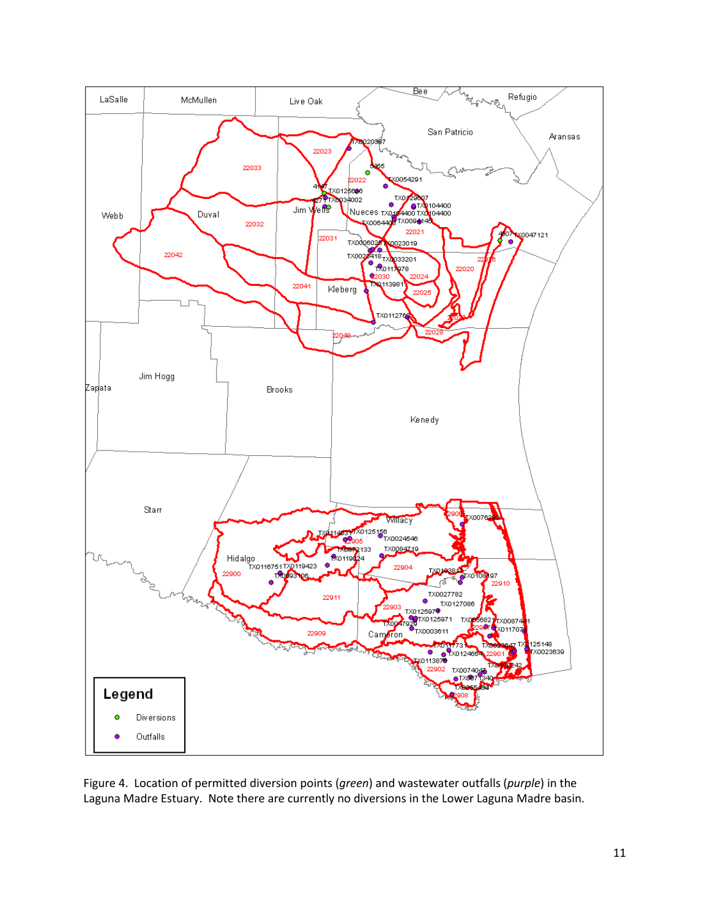Figure 4. Location of permitted diversion points (*green*) and wastewater outfalls (*purple*) in the Laguna Madre Estuary. Note there are currently no diversions in the Lower Laguna Madre basin.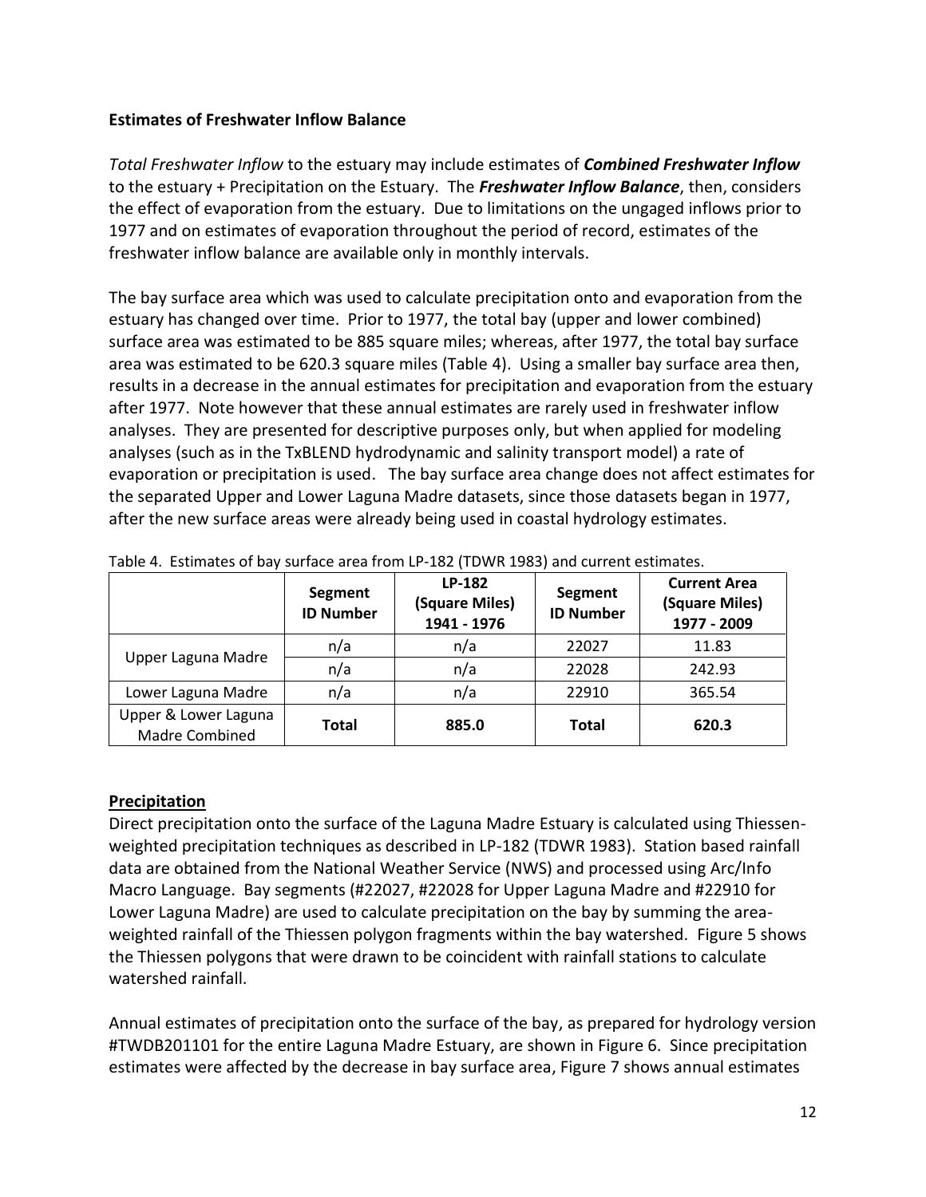**Estimates of Freshwater Inflow Balance**

*Total Freshwater Inflow* to the estuary may include estimates of ***Combined Freshwater Inflow*** to the estuary + Precipitation on the Estuary. The ***Freshwater Inflow Balance***, then, considers the effect of evaporation from the estuary. Due to limitations on the ungaged inflows prior to 1977 and on estimates of evaporation throughout the period of record, estimates of the freshwater inflow balance are available only in monthly intervals.

The bay surface area which was used to calculate precipitation onto and evaporation from the estuary has changed over time. Prior to 1977, the total bay (upper and lower combined) surface area was estimated to be 885 square miles; whereas, after 1977, the total bay surface area was estimated to be 620.3 square miles (Table 4). Using a smaller bay surface area then, results in a decrease in the annual estimates for precipitation and evaporation from the estuary after 1977. Note however that these annual estimates are rarely used in freshwater inflow analyses. They are presented for descriptive purposes only, but when applied for modeling analyses (such as in the TxBLEND hydrodynamic and salinity transport model) a rate of evaporation or precipitation is used. The bay surface area change does not affect estimates for the separated Upper and Lower Laguna Madre datasets, since those datasets began in 1977, after the new surface areas were already being used in coastal hydrology estimates.

Table 4. Estimates of bay surface area from LP-182 (TDWR 1983) and current estimates.

| | Segment ID Number | LP-182 (Square Miles) 1941 - 1976 | Segment ID Number | Current Area (Square Miles) 1977 - 2009 |
|---|---|---|---|---|
| Upper Laguna Madre | n/a | n/a | 22027 | 11.83 |
| | n/a | n/a | 22028 | 242.93 |
| Lower Laguna Madre | n/a | n/a | 22910 | 365.54 |
| Upper & Lower Laguna Madre Combined | **Total** | **885.0** | **Total** | **620.3** |

## Precipitation

Direct precipitation onto the surface of the Laguna Madre Estuary is calculated using Thiessen-weighted precipitation techniques as described in LP-182 (TDWR 1983). Station based rainfall data are obtained from the National Weather Service (NWS) and processed using Arc/Info Macro Language. Bay segments (#22027, #22028 for Upper Laguna Madre and #22910 for Lower Laguna Madre) are used to calculate precipitation on the bay by summing the area-weighted rainfall of the Thiessen polygon fragments within the bay watershed. Figure 5 shows the Thiessen polygons that were drawn to be coincident with rainfall stations to calculate watershed rainfall.

Annual estimates of precipitation onto the surface of the bay, as prepared for hydrology version #TWDB201101 for the entire Laguna Madre Estuary, are shown in Figure 6. Since precipitation estimates were affected by the decrease in bay surface area, Figure 7 shows annual estimates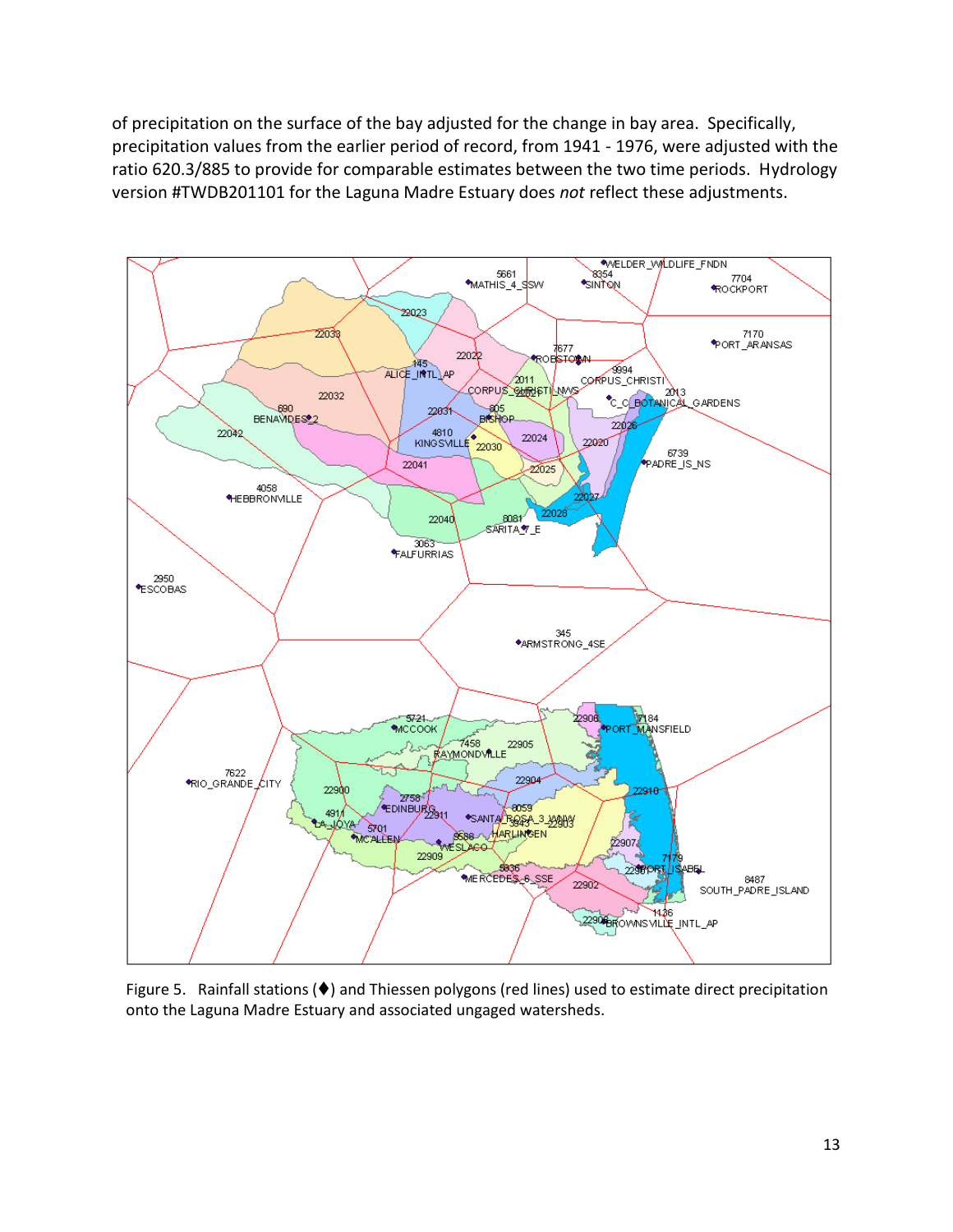of precipitation on the surface of the bay adjusted for the change in bay area. Specifically, precipitation values from the earlier period of record, from 1941 - 1976, were adjusted with the ratio 620.3/885 to provide for comparable estimates between the two time periods. Hydrology version #TWDB201101 for the Laguna Madre Estuary does *not* reflect these adjustments.

Figure 5. Rainfall stations (♦) and Thiessen polygons (red lines) used to estimate direct precipitation onto the Laguna Madre Estuary and associated ungaged watersheds.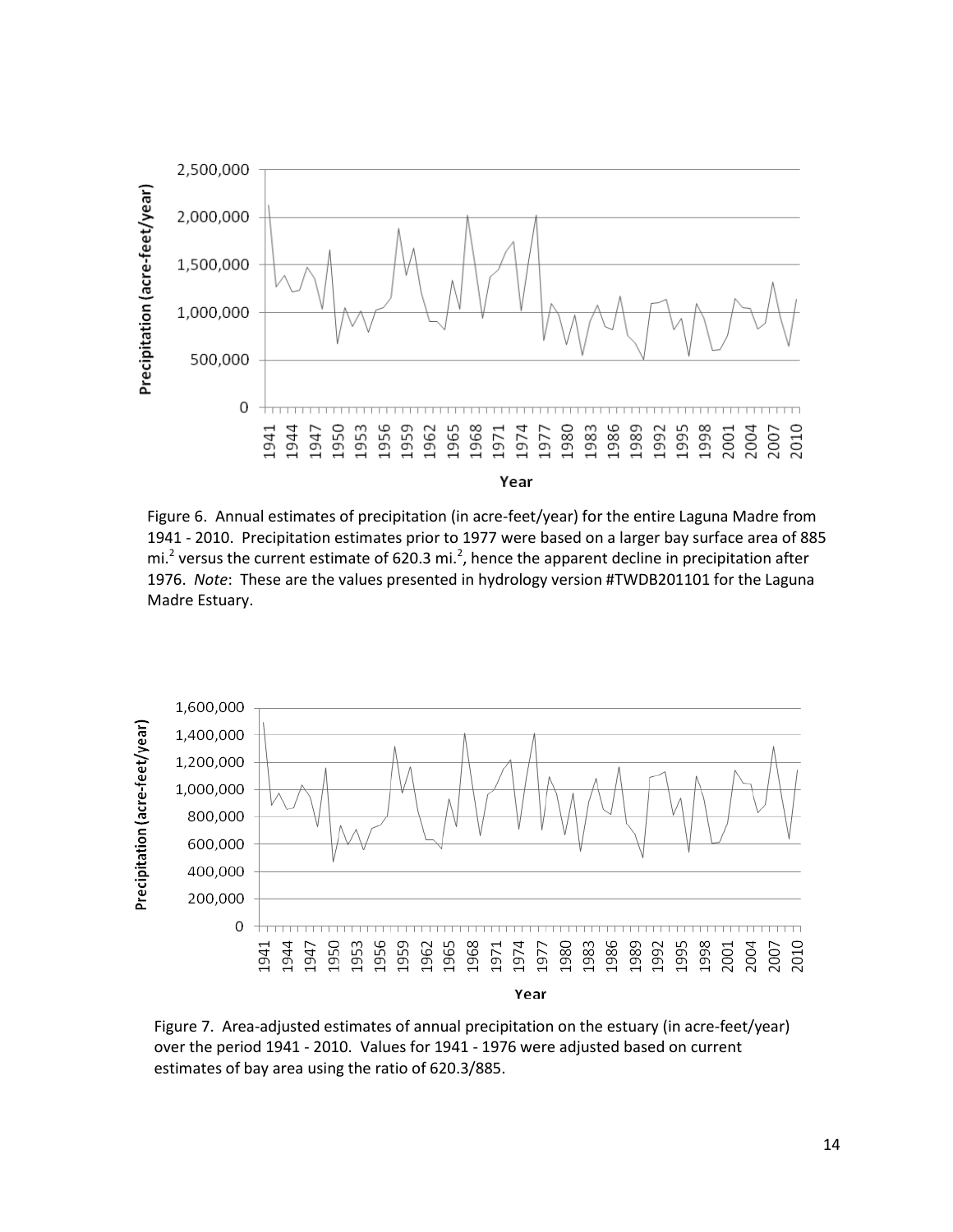Figure 6. Annual estimates of precipitation (in acre-feet/year) for the entire Laguna Madre from 1941 - 2010. Precipitation estimates prior to 1977 were based on a larger bay surface area of 885 mi.$^2$ versus the current estimate of 620.3 mi.$^2$, hence the apparent decline in precipitation after 1976. *Note*: These are the values presented in hydrology version #TWDB201101 for the Laguna Madre Estuary.

Figure 7. Area-adjusted estimates of annual precipitation on the estuary (in acre-feet/year) over the period 1941 - 2010. Values for 1941 - 1976 were adjusted based on current estimates of bay area using the ratio of 620.3/885.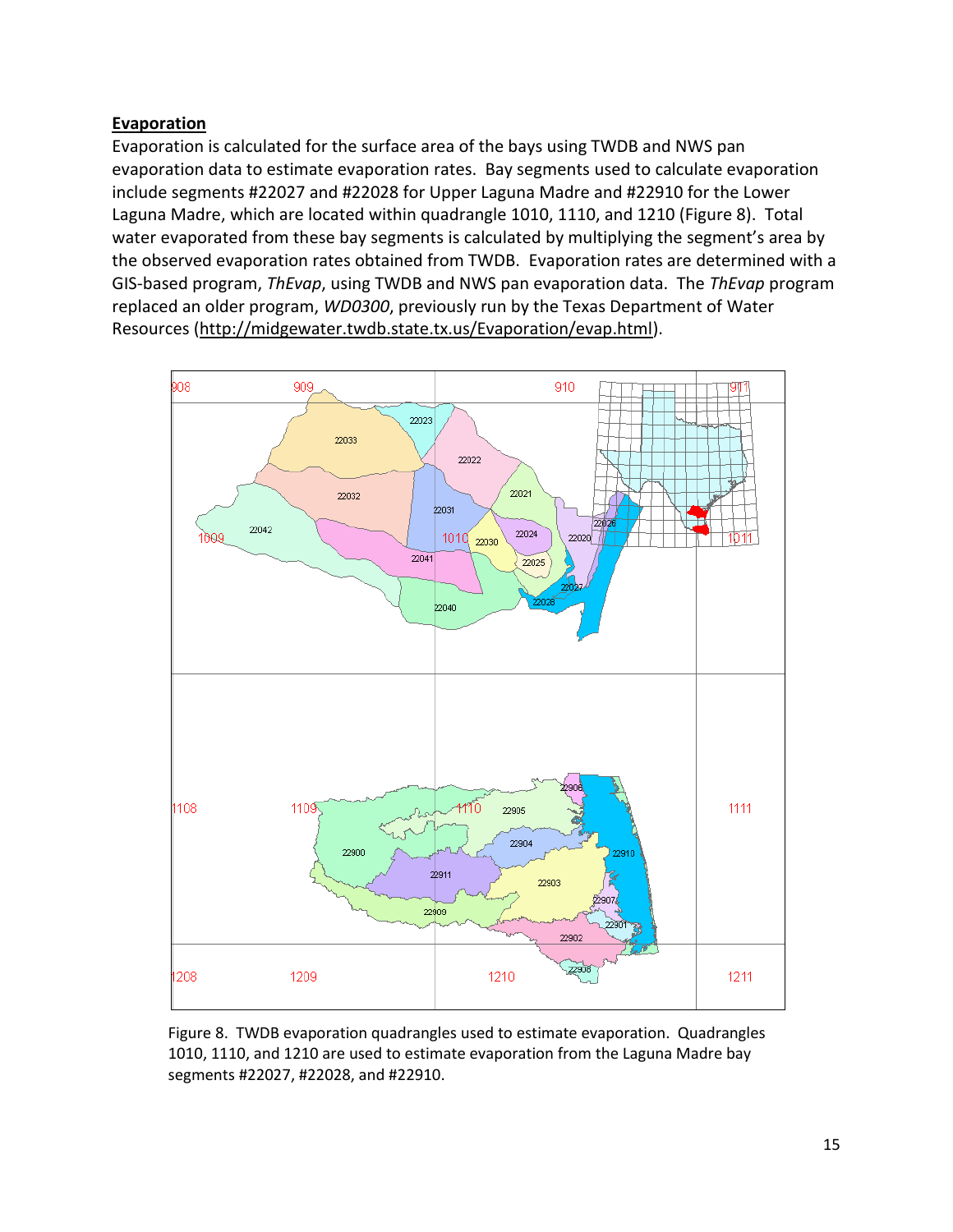**Evaporation**

Evaporation is calculated for the surface area of the bays using TWDB and NWS pan evaporation data to estimate evaporation rates. Bay segments used to calculate evaporation include segments #22027 and #22028 for Upper Laguna Madre and #22910 for the Lower Laguna Madre, which are located within quadrangle 1010, 1110, and 1210 (Figure 8). Total water evaporated from these bay segments is calculated by multiplying the segment's area by the observed evaporation rates obtained from TWDB. Evaporation rates are determined with a GIS-based program, *ThEvap*, using TWDB and NWS pan evaporation data. The *ThEvap* program replaced an older program, *WD0300*, previously run by the Texas Department of Water Resources (http://midgewater.twdb.state.tx.us/Evaporation/evap.html).

Figure 8. TWDB evaporation quadrangles used to estimate evaporation. Quadrangles 1010, 1110, and 1210 are used to estimate evaporation from the Laguna Madre bay segments #22027, #22028, and #22910.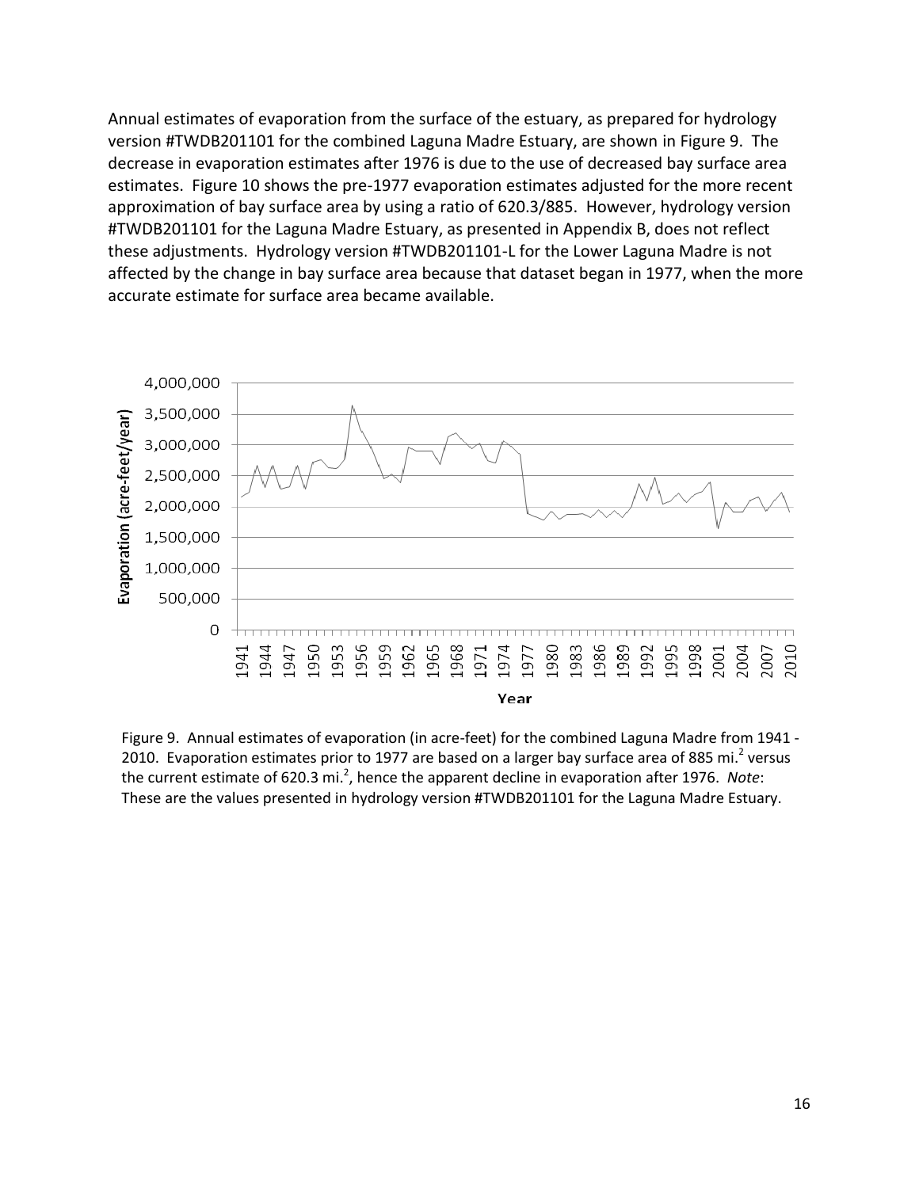Annual estimates of evaporation from the surface of the estuary, as prepared for hydrology version #TWDB201101 for the combined Laguna Madre Estuary, are shown in Figure 9. The decrease in evaporation estimates after 1976 is due to the use of decreased bay surface area estimates. Figure 10 shows the pre-1977 evaporation estimates adjusted for the more recent approximation of bay surface area by using a ratio of 620.3/885. However, hydrology version #TWDB201101 for the Laguna Madre Estuary, as presented in Appendix B, does not reflect these adjustments. Hydrology version #TWDB201101-L for the Lower Laguna Madre is not affected by the change in bay surface area because that dataset began in 1977, when the more accurate estimate for surface area became available.

Figure 9. Annual estimates of evaporation (in acre-feet) for the combined Laguna Madre from 1941 - 2010. Evaporation estimates prior to 1977 are based on a larger bay surface area of 885 mi.[2] versus the current estimate of 620.3 mi.[2], hence the apparent decline in evaporation after 1976. *Note*: These are the values presented in hydrology version #TWDB201101 for the Laguna Madre Estuary.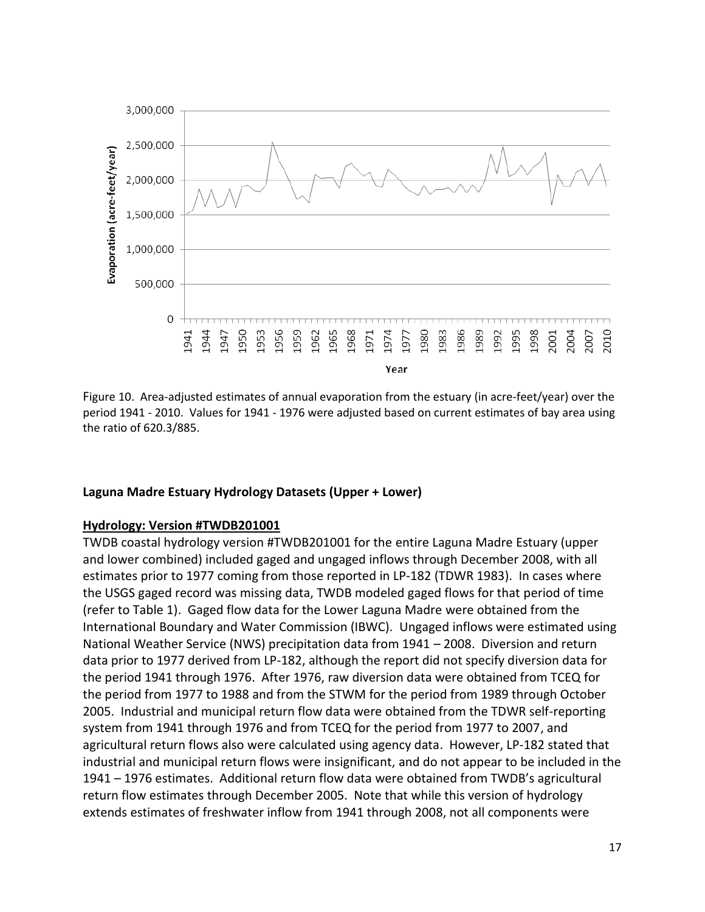Figure 10. Area-adjusted estimates of annual evaporation from the estuary (in acre-feet/year) over the period 1941 - 2010. Values for 1941 - 1976 were adjusted based on current estimates of bay area using the ratio of 620.3/885.

**Laguna Madre Estuary Hydrology Datasets (Upper + Lower)**

**Hydrology: Version #TWDB201001**

TWDB coastal hydrology version #TWDB201001 for the entire Laguna Madre Estuary (upper and lower combined) included gaged and ungaged inflows through December 2008, with all estimates prior to 1977 coming from those reported in LP-182 (TDWR 1983). In cases where the USGS gaged record was missing data, TWDB modeled gaged flows for that period of time (refer to Table 1). Gaged flow data for the Lower Laguna Madre were obtained from the International Boundary and Water Commission (IBWC). Ungaged inflows were estimated using National Weather Service (NWS) precipitation data from 1941 – 2008. Diversion and return data prior to 1977 derived from LP-182, although the report did not specify diversion data for the period 1941 through 1976. After 1976, raw diversion data were obtained from TCEQ for the period from 1977 to 1988 and from the STWM for the period from 1989 through October 2005. Industrial and municipal return flow data were obtained from the TDWR self-reporting system from 1941 through 1976 and from TCEQ for the period from 1977 to 2007, and agricultural return flows also were calculated using agency data. However, LP-182 stated that industrial and municipal return flows were insignificant, and do not appear to be included in the 1941 – 1976 estimates. Additional return flow data were obtained from TWDB's agricultural return flow estimates through December 2005. Note that while this version of hydrology extends estimates of freshwater inflow from 1941 through 2008, not all components were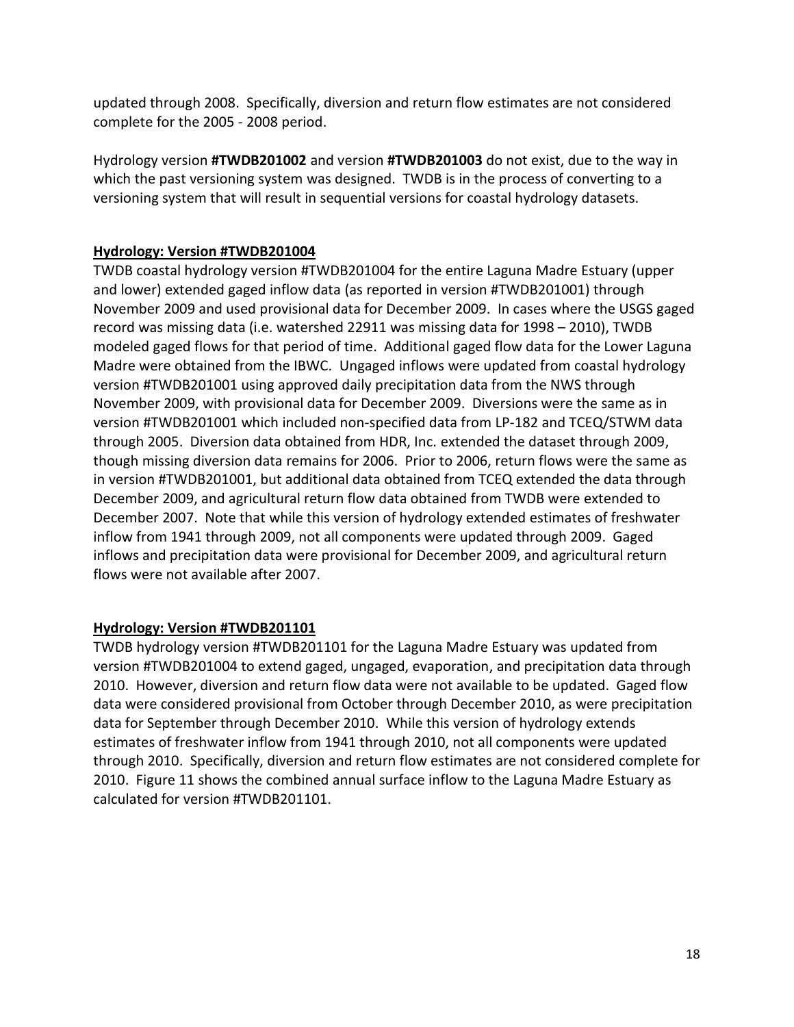updated through 2008. Specifically, diversion and return flow estimates are not considered complete for the 2005 - 2008 period.

Hydrology version **#TWDB201002** and version **#TWDB201003** do not exist, due to the way in which the past versioning system was designed. TWDB is in the process of converting to a versioning system that will result in sequential versions for coastal hydrology datasets.

## Hydrology: Version #TWDB201004

TWDB coastal hydrology version #TWDB201004 for the entire Laguna Madre Estuary (upper and lower) extended gaged inflow data (as reported in version #TWDB201001) through November 2009 and used provisional data for December 2009. In cases where the USGS gaged record was missing data (i.e. watershed 22911 was missing data for 1998 – 2010), TWDB modeled gaged flows for that period of time. Additional gaged flow data for the Lower Laguna Madre were obtained from the IBWC. Ungaged inflows were updated from coastal hydrology version #TWDB201001 using approved daily precipitation data from the NWS through November 2009, with provisional data for December 2009. Diversions were the same as in version #TWDB201001 which included non-specified data from LP-182 and TCEQ/STWM data through 2005. Diversion data obtained from HDR, Inc. extended the dataset through 2009, though missing diversion data remains for 2006. Prior to 2006, return flows were the same as in version #TWDB201001, but additional data obtained from TCEQ extended the data through December 2009, and agricultural return flow data obtained from TWDB were extended to December 2007. Note that while this version of hydrology extended estimates of freshwater inflow from 1941 through 2009, not all components were updated through 2009. Gaged inflows and precipitation data were provisional for December 2009, and agricultural return flows were not available after 2007.

## Hydrology: Version #TWDB201101

TWDB hydrology version #TWDB201101 for the Laguna Madre Estuary was updated from version #TWDB201004 to extend gaged, ungaged, evaporation, and precipitation data through 2010. However, diversion and return flow data were not available to be updated. Gaged flow data were considered provisional from October through December 2010, as were precipitation data for September through December 2010. While this version of hydrology extends estimates of freshwater inflow from 1941 through 2010, not all components were updated through 2010. Specifically, diversion and return flow estimates are not considered complete for 2010. Figure 11 shows the combined annual surface inflow to the Laguna Madre Estuary as calculated for version #TWDB201101.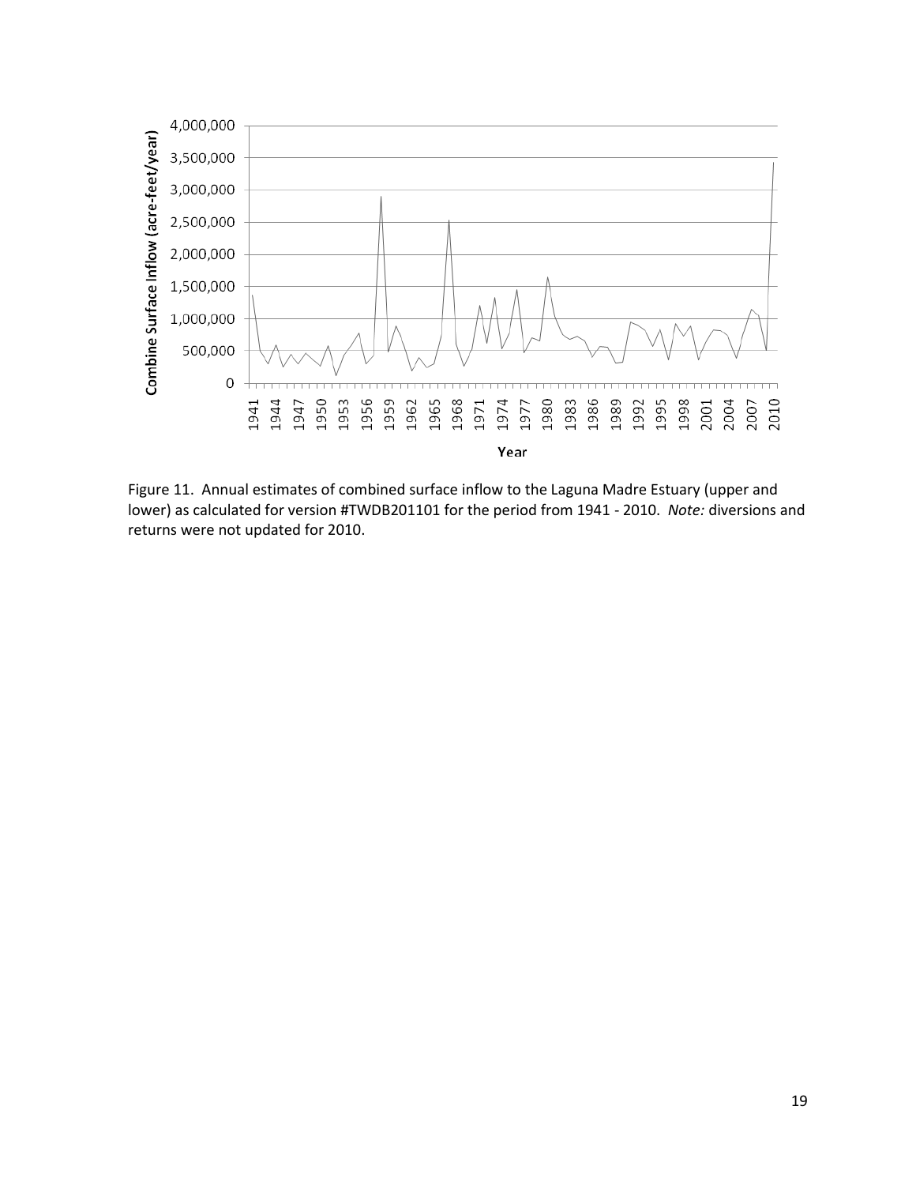Figure 11. Annual estimates of combined surface inflow to the Laguna Madre Estuary (upper and lower) as calculated for version #TWDB201101 for the period from 1941 - 2010. *Note:* diversions and returns were not updated for 2010.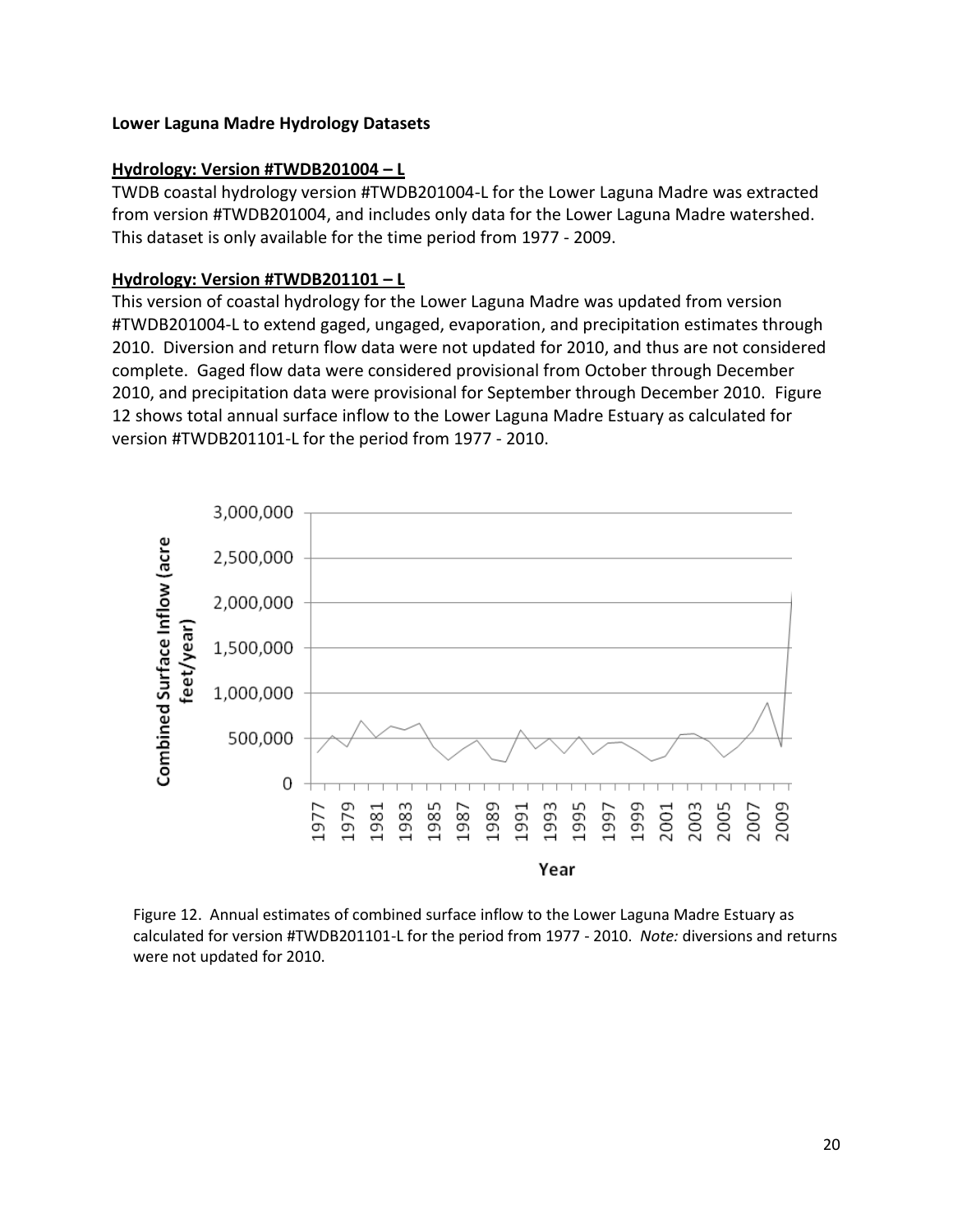**Lower Laguna Madre Hydrology Datasets**

**Hydrology: Version #TWDB201004 – L**

TWDB coastal hydrology version #TWDB201004-L for the Lower Laguna Madre was extracted from version #TWDB201004, and includes only data for the Lower Laguna Madre watershed. This dataset is only available for the time period from 1977 - 2009.

**Hydrology: Version #TWDB201101 – L**

This version of coastal hydrology for the Lower Laguna Madre was updated from version #TWDB201004-L to extend gaged, ungaged, evaporation, and precipitation estimates through 2010. Diversion and return flow data were not updated for 2010, and thus are not considered complete. Gaged flow data were considered provisional from October through December 2010, and precipitation data were provisional for September through December 2010. Figure 12 shows total annual surface inflow to the Lower Laguna Madre Estuary as calculated for version #TWDB201101-L for the period from 1977 - 2010.

Figure 12. Annual estimates of combined surface inflow to the Lower Laguna Madre Estuary as calculated for version #TWDB201101-L for the period from 1977 - 2010. *Note:* diversions and returns were not updated for 2010.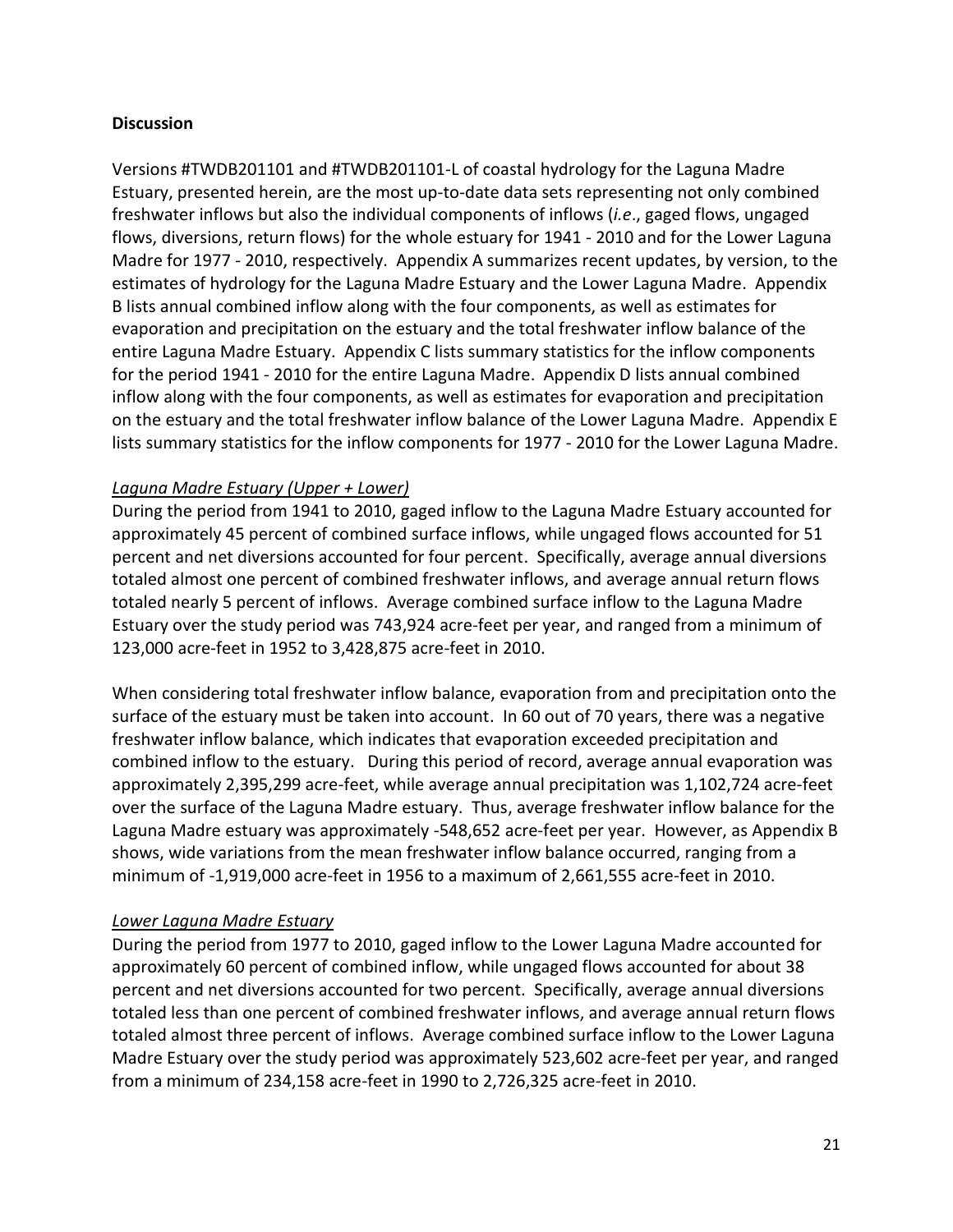## Discussion

Versions #TWDB201101 and #TWDB201101-L of coastal hydrology for the Laguna Madre Estuary, presented herein, are the most up-to-date data sets representing not only combined freshwater inflows but also the individual components of inflows (*i.e*., gaged flows, ungaged flows, diversions, return flows) for the whole estuary for 1941 - 2010 and for the Lower Laguna Madre for 1977 - 2010, respectively. Appendix A summarizes recent updates, by version, to the estimates of hydrology for the Laguna Madre Estuary and the Lower Laguna Madre. Appendix B lists annual combined inflow along with the four components, as well as estimates for evaporation and precipitation on the estuary and the total freshwater inflow balance of the entire Laguna Madre Estuary. Appendix C lists summary statistics for the inflow components for the period 1941 - 2010 for the entire Laguna Madre. Appendix D lists annual combined inflow along with the four components, as well as estimates for evaporation and precipitation on the estuary and the total freshwater inflow balance of the Lower Laguna Madre. Appendix E lists summary statistics for the inflow components for 1977 - 2010 for the Lower Laguna Madre.

### *Laguna Madre Estuary (Upper + Lower)*

During the period from 1941 to 2010, gaged inflow to the Laguna Madre Estuary accounted for approximately 45 percent of combined surface inflows, while ungaged flows accounted for 51 percent and net diversions accounted for four percent. Specifically, average annual diversions totaled almost one percent of combined freshwater inflows, and average annual return flows totaled nearly 5 percent of inflows. Average combined surface inflow to the Laguna Madre Estuary over the study period was 743,924 acre-feet per year, and ranged from a minimum of 123,000 acre-feet in 1952 to 3,428,875 acre-feet in 2010.

When considering total freshwater inflow balance, evaporation from and precipitation onto the surface of the estuary must be taken into account. In 60 out of 70 years, there was a negative freshwater inflow balance, which indicates that evaporation exceeded precipitation and combined inflow to the estuary. During this period of record, average annual evaporation was approximately 2,395,299 acre-feet, while average annual precipitation was 1,102,724 acre-feet over the surface of the Laguna Madre estuary. Thus, average freshwater inflow balance for the Laguna Madre estuary was approximately -548,652 acre-feet per year. However, as Appendix B shows, wide variations from the mean freshwater inflow balance occurred, ranging from a minimum of -1,919,000 acre-feet in 1956 to a maximum of 2,661,555 acre-feet in 2010.

### *Lower Laguna Madre Estuary*

During the period from 1977 to 2010, gaged inflow to the Lower Laguna Madre accounted for approximately 60 percent of combined inflow, while ungaged flows accounted for about 38 percent and net diversions accounted for two percent. Specifically, average annual diversions totaled less than one percent of combined freshwater inflows, and average annual return flows totaled almost three percent of inflows. Average combined surface inflow to the Lower Laguna Madre Estuary over the study period was approximately 523,602 acre-feet per year, and ranged from a minimum of 234,158 acre-feet in 1990 to 2,726,325 acre-feet in 2010.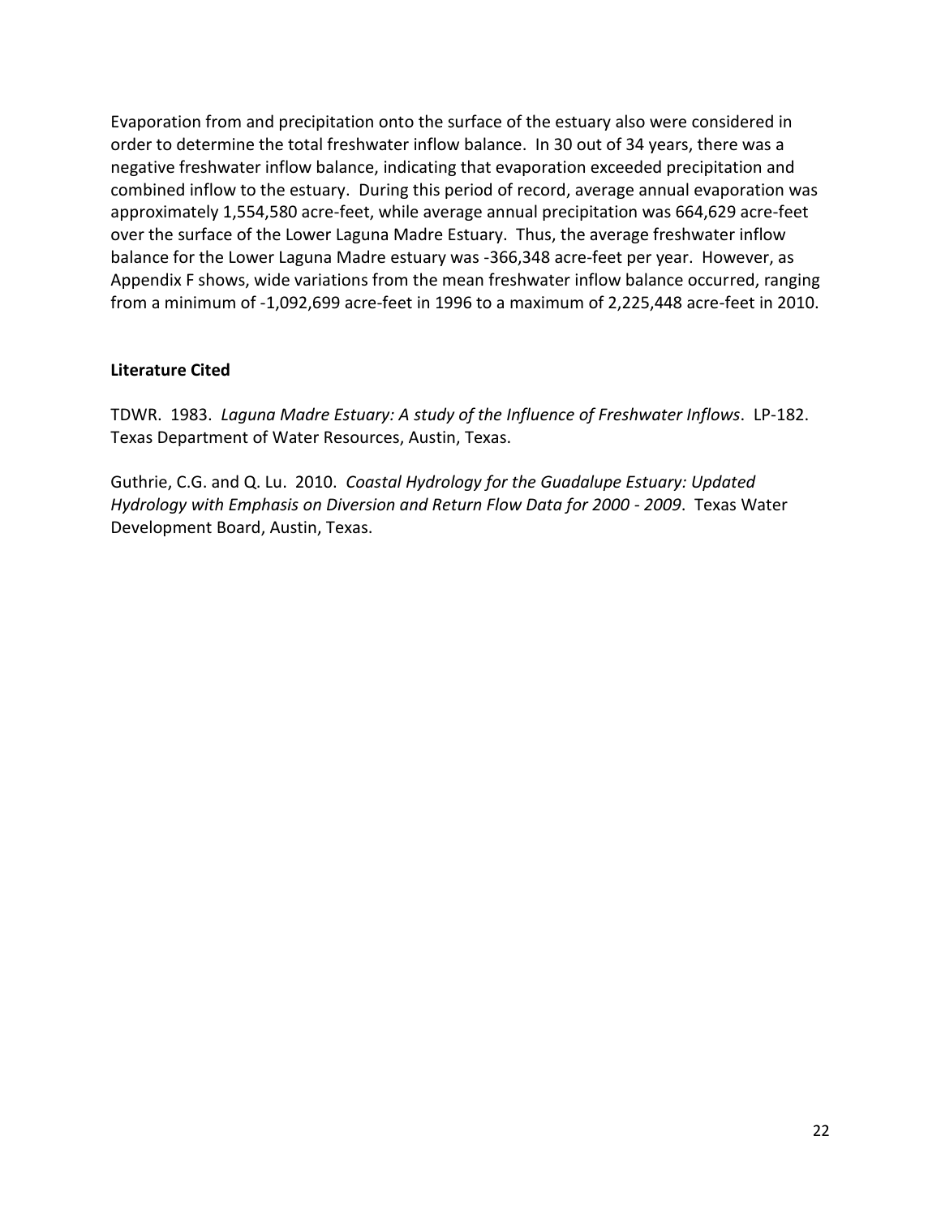Evaporation from and precipitation onto the surface of the estuary also were considered in order to determine the total freshwater inflow balance. In 30 out of 34 years, there was a negative freshwater inflow balance, indicating that evaporation exceeded precipitation and combined inflow to the estuary. During this period of record, average annual evaporation was approximately 1,554,580 acre-feet, while average annual precipitation was 664,629 acre-feet over the surface of the Lower Laguna Madre Estuary. Thus, the average freshwater inflow balance for the Lower Laguna Madre estuary was -366,348 acre-feet per year. However, as Appendix F shows, wide variations from the mean freshwater inflow balance occurred, ranging from a minimum of -1,092,699 acre-feet in 1996 to a maximum of 2,225,448 acre-feet in 2010.

**Literature Cited**

TDWR. 1983. *Laguna Madre Estuary: A study of the Influence of Freshwater Inflows*. LP-182. Texas Department of Water Resources, Austin, Texas.

Guthrie, C.G. and Q. Lu. 2010. *Coastal Hydrology for the Guadalupe Estuary: Updated Hydrology with Emphasis on Diversion and Return Flow Data for 2000 - 2009*. Texas Water Development Board, Austin, Texas.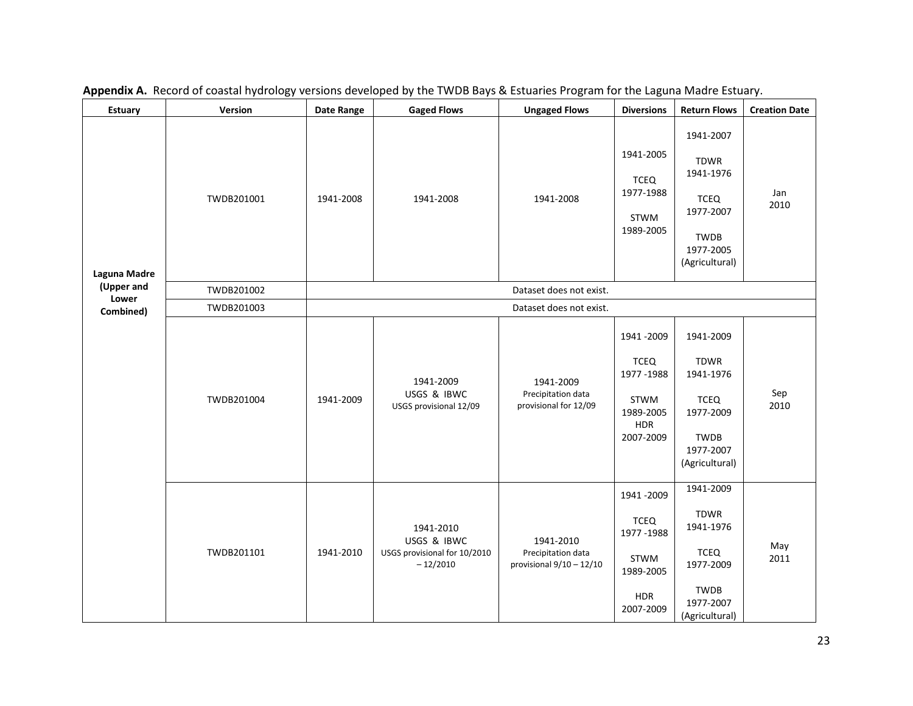**Appendix A.** Record of coastal hydrology versions developed by the TWDB Bays & Estuaries Program for the Laguna Madre Estuary.

| Estuary | Version | Date Range | Gaged Flows | Ungaged Flows | Diversions | Return Flows | Creation Date |
|---|---|---|---|---|---|---|---|
| **Laguna Madre (Upper and Lower Combined)** | TWDB201001 | 1941-2008 | 1941-2008 | 1941-2008 | 1941-2005<br>TCEQ 1977-1988<br>STWM 1989-2005 | 1941-2007<br>TDWR 1941-1976<br>TCEQ 1977-2007<br>TWDB 1977-2005 (Agricultural) | Jan 2010 |
| | TWDB201002 | Dataset does not exist. | | | | | |
| | TWDB201003 | Dataset does not exist. | | | | | |
| | TWDB201004 | 1941-2009 | 1941-2009<br>USGS & IBWC<br>USGS provisional 12/09 | 1941-2009<br>Precipitation data provisional for 12/09 | 1941 -2009<br>TCEQ 1977 -1988<br>STWM 1989-2005<br>HDR 2007-2009 | 1941-2009<br>TDWR 1941-1976<br>TCEQ 1977-2009<br>TWDB 1977-2007 (Agricultural) | Sep 2010 |
| | TWDB201101 | 1941-2010 | 1941-2010<br>USGS & IBWC<br>USGS provisional for 10/2010 – 12/2010 | 1941-2010<br>Precipitation data provisional 9/10 – 12/10 | 1941 -2009<br>TCEQ 1977 -1988<br>STWM 1989-2005<br>HDR 2007-2009 | 1941-2009<br>TDWR 1941-1976<br>TCEQ 1977-2009<br>TWDB 1977-2007 (Agricultural) | May 2011 |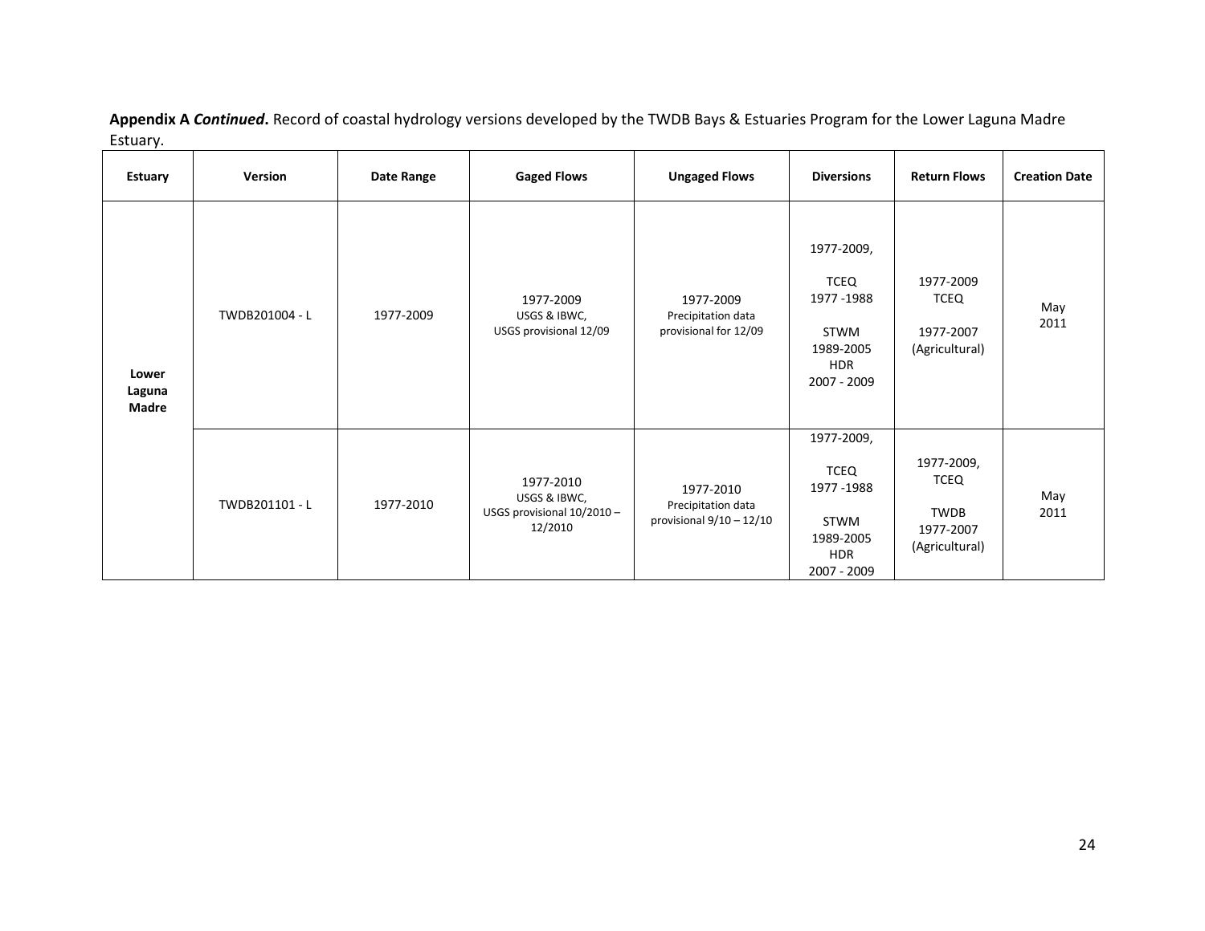**Appendix A *Continued*.** Record of coastal hydrology versions developed by the TWDB Bays & Estuaries Program for the Lower Laguna Madre Estuary.

| Estuary | Version | Date Range | Gaged Flows | Ungaged Flows | Diversions | Return Flows | Creation Date |
|---|---|---|---|---|---|---|---|
| Lower Laguna Madre | TWDB201004 - L | 1977-2009 | 1977-2009 USGS & IBWC, USGS provisional 12/09 | 1977-2009 Precipitation data provisional for 12/09 | 1977-2009, TCEQ 1977 -1988 STWM 1989-2005 HDR 2007 - 2009 | 1977-2009 TCEQ 1977-2007 (Agricultural) | May 2011 |
| | TWDB201101 - L | 1977-2010 | 1977-2010 USGS & IBWC, USGS provisional 10/2010 – 12/2010 | 1977-2010 Precipitation data provisional 9/10 – 12/10 | 1977-2009, TCEQ 1977 -1988 STWM 1989-2005 HDR 2007 - 2009 | 1977-2009, TCEQ TWDB 1977-2007 (Agricultural) | May 2011 |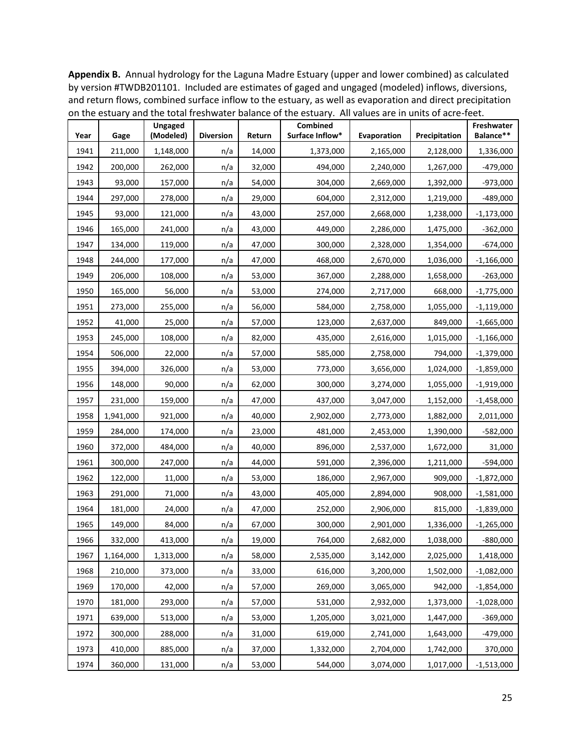**Appendix B.** Annual hydrology for the Laguna Madre Estuary (upper and lower combined) as calculated by version #TWDB201101. Included are estimates of gaged and ungaged (modeled) inflows, diversions, and return flows, combined surface inflow to the estuary, as well as evaporation and direct precipitation on the estuary and the total freshwater balance of the estuary. All values are in units of acre-feet.

| Year | Gage | Ungaged (Modeled) | Diversion | Return | Combined Surface Inflow* | Evaporation | Precipitation | Freshwater Balance** |
|---|---|---|---|---|---|---|---|---|
| 1941 | 211,000 | 1,148,000 | n/a | 14,000 | 1,373,000 | 2,165,000 | 2,128,000 | 1,336,000 |
| 1942 | 200,000 | 262,000 | n/a | 32,000 | 494,000 | 2,240,000 | 1,267,000 | -479,000 |
| 1943 | 93,000 | 157,000 | n/a | 54,000 | 304,000 | 2,669,000 | 1,392,000 | -973,000 |
| 1944 | 297,000 | 278,000 | n/a | 29,000 | 604,000 | 2,312,000 | 1,219,000 | -489,000 |
| 1945 | 93,000 | 121,000 | n/a | 43,000 | 257,000 | 2,668,000 | 1,238,000 | -1,173,000 |
| 1946 | 165,000 | 241,000 | n/a | 43,000 | 449,000 | 2,286,000 | 1,475,000 | -362,000 |
| 1947 | 134,000 | 119,000 | n/a | 47,000 | 300,000 | 2,328,000 | 1,354,000 | -674,000 |
| 1948 | 244,000 | 177,000 | n/a | 47,000 | 468,000 | 2,670,000 | 1,036,000 | -1,166,000 |
| 1949 | 206,000 | 108,000 | n/a | 53,000 | 367,000 | 2,288,000 | 1,658,000 | -263,000 |
| 1950 | 165,000 | 56,000 | n/a | 53,000 | 274,000 | 2,717,000 | 668,000 | -1,775,000 |
| 1951 | 273,000 | 255,000 | n/a | 56,000 | 584,000 | 2,758,000 | 1,055,000 | -1,119,000 |
| 1952 | 41,000 | 25,000 | n/a | 57,000 | 123,000 | 2,637,000 | 849,000 | -1,665,000 |
| 1953 | 245,000 | 108,000 | n/a | 82,000 | 435,000 | 2,616,000 | 1,015,000 | -1,166,000 |
| 1954 | 506,000 | 22,000 | n/a | 57,000 | 585,000 | 2,758,000 | 794,000 | -1,379,000 |
| 1955 | 394,000 | 326,000 | n/a | 53,000 | 773,000 | 3,656,000 | 1,024,000 | -1,859,000 |
| 1956 | 148,000 | 90,000 | n/a | 62,000 | 300,000 | 3,274,000 | 1,055,000 | -1,919,000 |
| 1957 | 231,000 | 159,000 | n/a | 47,000 | 437,000 | 3,047,000 | 1,152,000 | -1,458,000 |
| 1958 | 1,941,000 | 921,000 | n/a | 40,000 | 2,902,000 | 2,773,000 | 1,882,000 | 2,011,000 |
| 1959 | 284,000 | 174,000 | n/a | 23,000 | 481,000 | 2,453,000 | 1,390,000 | -582,000 |
| 1960 | 372,000 | 484,000 | n/a | 40,000 | 896,000 | 2,537,000 | 1,672,000 | 31,000 |
| 1961 | 300,000 | 247,000 | n/a | 44,000 | 591,000 | 2,396,000 | 1,211,000 | -594,000 |
| 1962 | 122,000 | 11,000 | n/a | 53,000 | 186,000 | 2,967,000 | 909,000 | -1,872,000 |
| 1963 | 291,000 | 71,000 | n/a | 43,000 | 405,000 | 2,894,000 | 908,000 | -1,581,000 |
| 1964 | 181,000 | 24,000 | n/a | 47,000 | 252,000 | 2,906,000 | 815,000 | -1,839,000 |
| 1965 | 149,000 | 84,000 | n/a | 67,000 | 300,000 | 2,901,000 | 1,336,000 | -1,265,000 |
| 1966 | 332,000 | 413,000 | n/a | 19,000 | 764,000 | 2,682,000 | 1,038,000 | -880,000 |
| 1967 | 1,164,000 | 1,313,000 | n/a | 58,000 | 2,535,000 | 3,142,000 | 2,025,000 | 1,418,000 |
| 1968 | 210,000 | 373,000 | n/a | 33,000 | 616,000 | 3,200,000 | 1,502,000 | -1,082,000 |
| 1969 | 170,000 | 42,000 | n/a | 57,000 | 269,000 | 3,065,000 | 942,000 | -1,854,000 |
| 1970 | 181,000 | 293,000 | n/a | 57,000 | 531,000 | 2,932,000 | 1,373,000 | -1,028,000 |
| 1971 | 639,000 | 513,000 | n/a | 53,000 | 1,205,000 | 3,021,000 | 1,447,000 | -369,000 |
| 1972 | 300,000 | 288,000 | n/a | 31,000 | 619,000 | 2,741,000 | 1,643,000 | -479,000 |
| 1973 | 410,000 | 885,000 | n/a | 37,000 | 1,332,000 | 2,704,000 | 1,742,000 | 370,000 |
| 1974 | 360,000 | 131,000 | n/a | 53,000 | 544,000 | 3,074,000 | 1,017,000 | -1,513,000 |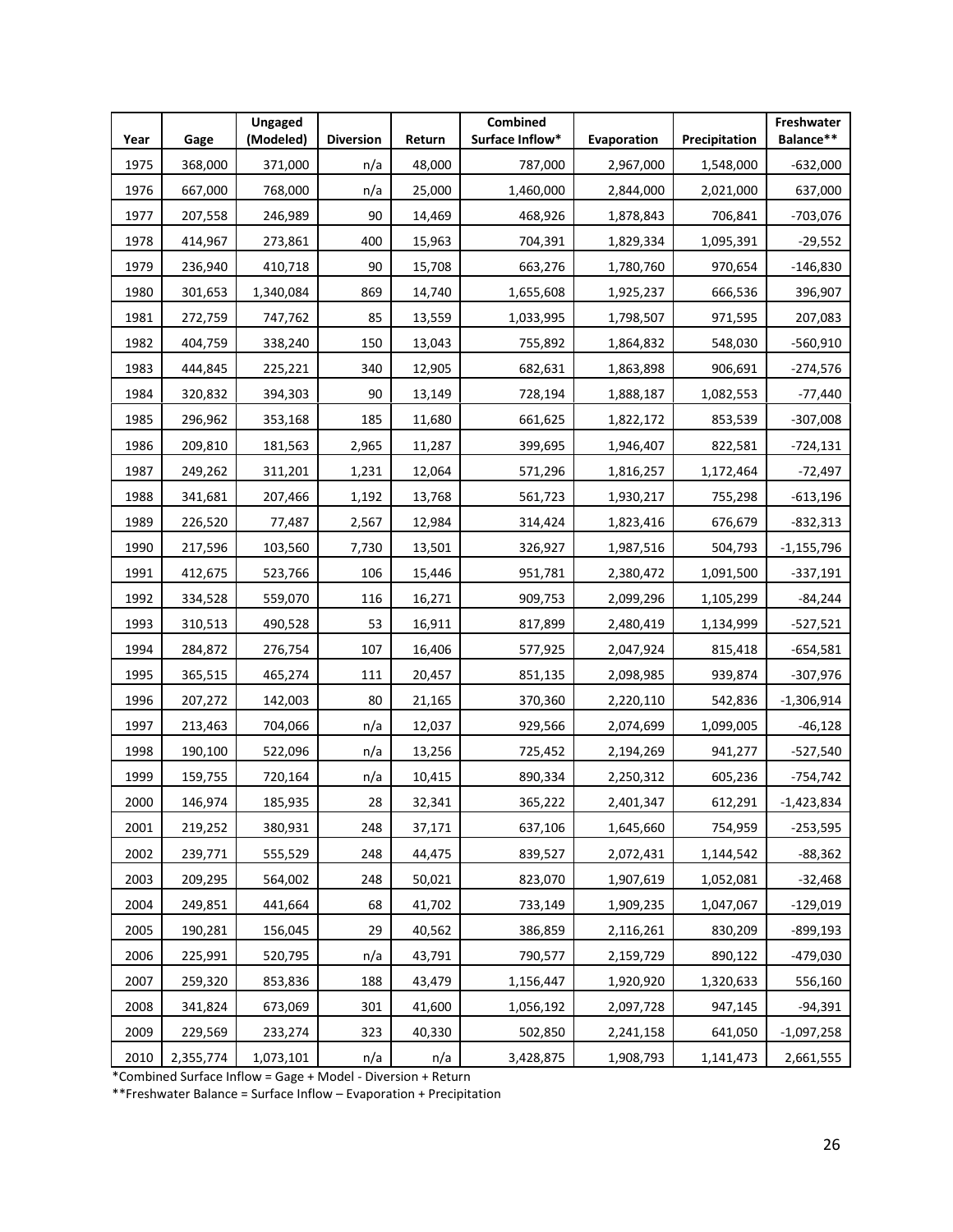| Year | Gage | Ungaged (Modeled) | Diversion | Return | Combined Surface Inflow* | Evaporation | Precipitation | Freshwater Balance** |
|---|---|---|---|---|---|---|---|---|
| 1975 | 368,000 | 371,000 | n/a | 48,000 | 787,000 | 2,967,000 | 1,548,000 | -632,000 |
| 1976 | 667,000 | 768,000 | n/a | 25,000 | 1,460,000 | 2,844,000 | 2,021,000 | 637,000 |
| 1977 | 207,558 | 246,989 | 90 | 14,469 | 468,926 | 1,878,843 | 706,841 | -703,076 |
| 1978 | 414,967 | 273,861 | 400 | 15,963 | 704,391 | 1,829,334 | 1,095,391 | -29,552 |
| 1979 | 236,940 | 410,718 | 90 | 15,708 | 663,276 | 1,780,760 | 970,654 | -146,830 |
| 1980 | 301,653 | 1,340,084 | 869 | 14,740 | 1,655,608 | 1,925,237 | 666,536 | 396,907 |
| 1981 | 272,759 | 747,762 | 85 | 13,559 | 1,033,995 | 1,798,507 | 971,595 | 207,083 |
| 1982 | 404,759 | 338,240 | 150 | 13,043 | 755,892 | 1,864,832 | 548,030 | -560,910 |
| 1983 | 444,845 | 225,221 | 340 | 12,905 | 682,631 | 1,863,898 | 906,691 | -274,576 |
| 1984 | 320,832 | 394,303 | 90 | 13,149 | 728,194 | 1,888,187 | 1,082,553 | -77,440 |
| 1985 | 296,962 | 353,168 | 185 | 11,680 | 661,625 | 1,822,172 | 853,539 | -307,008 |
| 1986 | 209,810 | 181,563 | 2,965 | 11,287 | 399,695 | 1,946,407 | 822,581 | -724,131 |
| 1987 | 249,262 | 311,201 | 1,231 | 12,064 | 571,296 | 1,816,257 | 1,172,464 | -72,497 |
| 1988 | 341,681 | 207,466 | 1,192 | 13,768 | 561,723 | 1,930,217 | 755,298 | -613,196 |
| 1989 | 226,520 | 77,487 | 2,567 | 12,984 | 314,424 | 1,823,416 | 676,679 | -832,313 |
| 1990 | 217,596 | 103,560 | 7,730 | 13,501 | 326,927 | 1,987,516 | 504,793 | -1,155,796 |
| 1991 | 412,675 | 523,766 | 106 | 15,446 | 951,781 | 2,380,472 | 1,091,500 | -337,191 |
| 1992 | 334,528 | 559,070 | 116 | 16,271 | 909,753 | 2,099,296 | 1,105,299 | -84,244 |
| 1993 | 310,513 | 490,528 | 53 | 16,911 | 817,899 | 2,480,419 | 1,134,999 | -527,521 |
| 1994 | 284,872 | 276,754 | 107 | 16,406 | 577,925 | 2,047,924 | 815,418 | -654,581 |
| 1995 | 365,515 | 465,274 | 111 | 20,457 | 851,135 | 2,098,985 | 939,874 | -307,976 |
| 1996 | 207,272 | 142,003 | 80 | 21,165 | 370,360 | 2,220,110 | 542,836 | -1,306,914 |
| 1997 | 213,463 | 704,066 | n/a | 12,037 | 929,566 | 2,074,699 | 1,099,005 | -46,128 |
| 1998 | 190,100 | 522,096 | n/a | 13,256 | 725,452 | 2,194,269 | 941,277 | -527,540 |
| 1999 | 159,755 | 720,164 | n/a | 10,415 | 890,334 | 2,250,312 | 605,236 | -754,742 |
| 2000 | 146,974 | 185,935 | 28 | 32,341 | 365,222 | 2,401,347 | 612,291 | -1,423,834 |
| 2001 | 219,252 | 380,931 | 248 | 37,171 | 637,106 | 1,645,660 | 754,959 | -253,595 |
| 2002 | 239,771 | 555,529 | 248 | 44,475 | 839,527 | 2,072,431 | 1,144,542 | -88,362 |
| 2003 | 209,295 | 564,002 | 248 | 50,021 | 823,070 | 1,907,619 | 1,052,081 | -32,468 |
| 2004 | 249,851 | 441,664 | 68 | 41,702 | 733,149 | 1,909,235 | 1,047,067 | -129,019 |
| 2005 | 190,281 | 156,045 | 29 | 40,562 | 386,859 | 2,116,261 | 830,209 | -899,193 |
| 2006 | 225,991 | 520,795 | n/a | 43,791 | 790,577 | 2,159,729 | 890,122 | -479,030 |
| 2007 | 259,320 | 853,836 | 188 | 43,479 | 1,156,447 | 1,920,920 | 1,320,633 | 556,160 |
| 2008 | 341,824 | 673,069 | 301 | 41,600 | 1,056,192 | 2,097,728 | 947,145 | -94,391 |
| 2009 | 229,569 | 233,274 | 323 | 40,330 | 502,850 | 2,241,158 | 641,050 | -1,097,258 |
| 2010 | 2,355,774 | 1,073,101 | n/a | n/a | 3,428,875 | 1,908,793 | 1,141,473 | 2,661,555 |

*Combined Surface Inflow = Gage + Model - Diversion + Return

**Freshwater Balance = Surface Inflow – Evaporation + Precipitation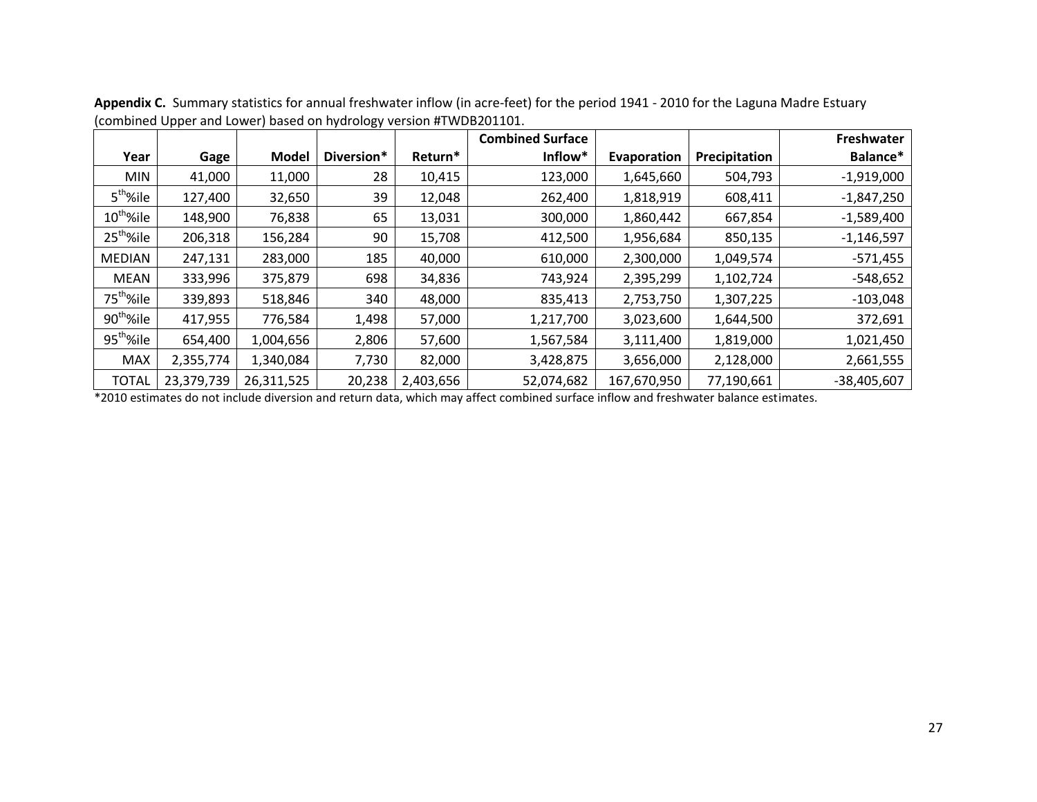**Appendix C.** Summary statistics for annual freshwater inflow (in acre-feet) for the period 1941 - 2010 for the Laguna Madre Estuary (combined Upper and Lower) based on hydrology version #TWDB201101.

| Year | Gage | Model | Diversion* | Return* | Combined Surface Inflow* | Evaporation | Precipitation | Freshwater Balance* |
|---|---|---|---|---|---|---|---|---|
| MIN | 41,000 | 11,000 | 28 | 10,415 | 123,000 | 1,645,660 | 504,793 | -1,919,000 |
| 5th%ile | 127,400 | 32,650 | 39 | 12,048 | 262,400 | 1,818,919 | 608,411 | -1,847,250 |
| 10th%ile | 148,900 | 76,838 | 65 | 13,031 | 300,000 | 1,860,442 | 667,854 | -1,589,400 |
| 25th%ile | 206,318 | 156,284 | 90 | 15,708 | 412,500 | 1,956,684 | 850,135 | -1,146,597 |
| MEDIAN | 247,131 | 283,000 | 185 | 40,000 | 610,000 | 2,300,000 | 1,049,574 | -571,455 |
| MEAN | 333,996 | 375,879 | 698 | 34,836 | 743,924 | 2,395,299 | 1,102,724 | -548,652 |
| 75th%ile | 339,893 | 518,846 | 340 | 48,000 | 835,413 | 2,753,750 | 1,307,225 | -103,048 |
| 90th%ile | 417,955 | 776,584 | 1,498 | 57,000 | 1,217,700 | 3,023,600 | 1,644,500 | 372,691 |
| 95th%ile | 654,400 | 1,004,656 | 2,806 | 57,600 | 1,567,584 | 3,111,400 | 1,819,000 | 1,021,450 |
| MAX | 2,355,774 | 1,340,084 | 7,730 | 82,000 | 3,428,875 | 3,656,000 | 2,128,000 | 2,661,555 |
| TOTAL | 23,379,739 | 26,311,525 | 20,238 | 2,403,656 | 52,074,682 | 167,670,950 | 77,190,661 | -38,405,607 |

*2010 estimates do not include diversion and return data, which may affect combined surface inflow and freshwater balance estimates.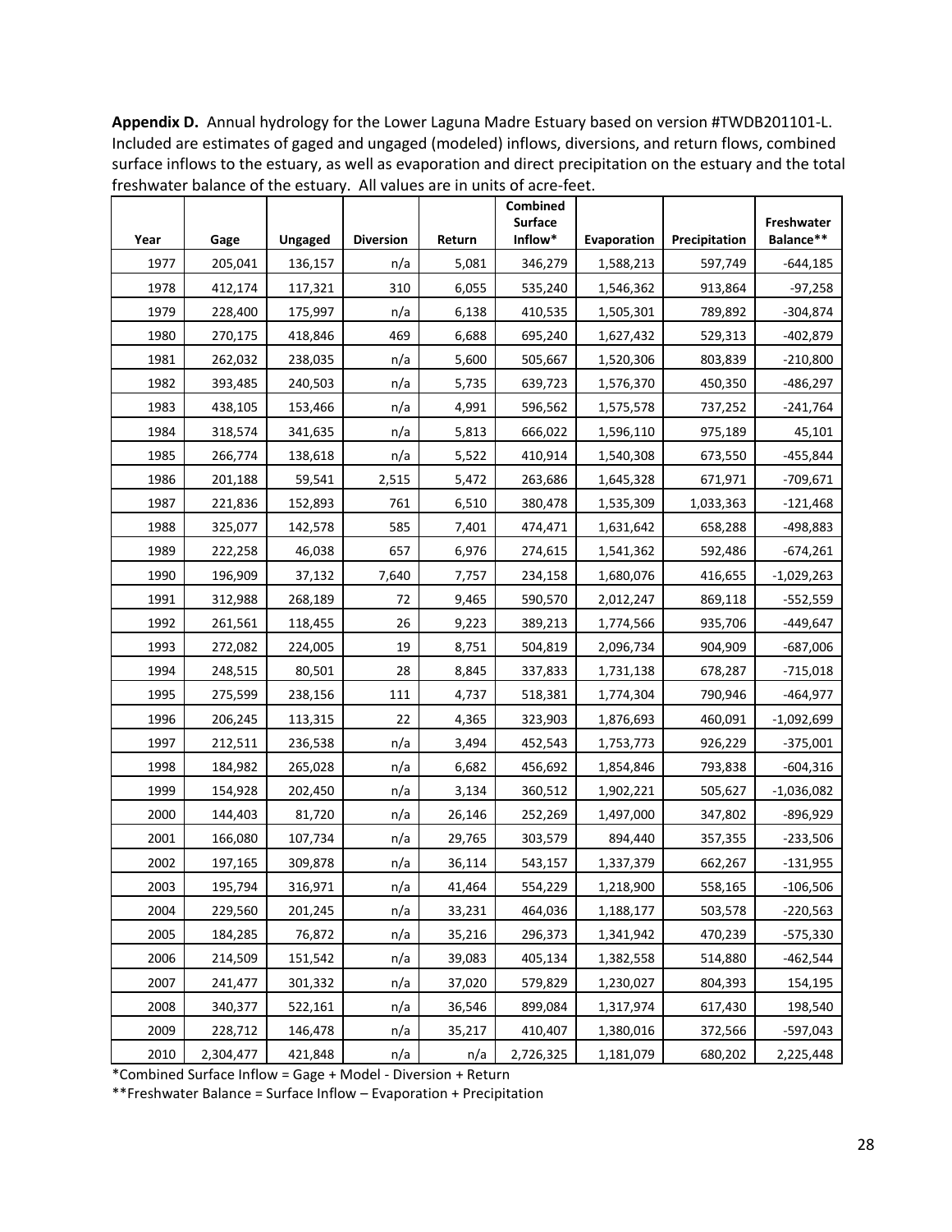**Appendix D.** Annual hydrology for the Lower Laguna Madre Estuary based on version #TWDB201101-L. Included are estimates of gaged and ungaged (modeled) inflows, diversions, and return flows, combined surface inflows to the estuary, as well as evaporation and direct precipitation on the estuary and the total freshwater balance of the estuary. All values are in units of acre-feet.

| Year | Gage | Ungaged | Diversion | Return | Combined Surface Inflow* | Evaporation | Precipitation | Freshwater Balance** |
|---|---|---|---|---|---|---|---|---|
| 1977 | 205,041 | 136,157 | n/a | 5,081 | 346,279 | 1,588,213 | 597,749 | -644,185 |
| 1978 | 412,174 | 117,321 | 310 | 6,055 | 535,240 | 1,546,362 | 913,864 | -97,258 |
| 1979 | 228,400 | 175,997 | n/a | 6,138 | 410,535 | 1,505,301 | 789,892 | -304,874 |
| 1980 | 270,175 | 418,846 | 469 | 6,688 | 695,240 | 1,627,432 | 529,313 | -402,879 |
| 1981 | 262,032 | 238,035 | n/a | 5,600 | 505,667 | 1,520,306 | 803,839 | -210,800 |
| 1982 | 393,485 | 240,503 | n/a | 5,735 | 639,723 | 1,576,370 | 450,350 | -486,297 |
| 1983 | 438,105 | 153,466 | n/a | 4,991 | 596,562 | 1,575,578 | 737,252 | -241,764 |
| 1984 | 318,574 | 341,635 | n/a | 5,813 | 666,022 | 1,596,110 | 975,189 | 45,101 |
| 1985 | 266,774 | 138,618 | n/a | 5,522 | 410,914 | 1,540,308 | 673,550 | -455,844 |
| 1986 | 201,188 | 59,541 | 2,515 | 5,472 | 263,686 | 1,645,328 | 671,971 | -709,671 |
| 1987 | 221,836 | 152,893 | 761 | 6,510 | 380,478 | 1,535,309 | 1,033,363 | -121,468 |
| 1988 | 325,077 | 142,578 | 585 | 7,401 | 474,471 | 1,631,642 | 658,288 | -498,883 |
| 1989 | 222,258 | 46,038 | 657 | 6,976 | 274,615 | 1,541,362 | 592,486 | -674,261 |
| 1990 | 196,909 | 37,132 | 7,640 | 7,757 | 234,158 | 1,680,076 | 416,655 | -1,029,263 |
| 1991 | 312,988 | 268,189 | 72 | 9,465 | 590,570 | 2,012,247 | 869,118 | -552,559 |
| 1992 | 261,561 | 118,455 | 26 | 9,223 | 389,213 | 1,774,566 | 935,706 | -449,647 |
| 1993 | 272,082 | 224,005 | 19 | 8,751 | 504,819 | 2,096,734 | 904,909 | -687,006 |
| 1994 | 248,515 | 80,501 | 28 | 8,845 | 337,833 | 1,731,138 | 678,287 | -715,018 |
| 1995 | 275,599 | 238,156 | 111 | 4,737 | 518,381 | 1,774,304 | 790,946 | -464,977 |
| 1996 | 206,245 | 113,315 | 22 | 4,365 | 323,903 | 1,876,693 | 460,091 | -1,092,699 |
| 1997 | 212,511 | 236,538 | n/a | 3,494 | 452,543 | 1,753,773 | 926,229 | -375,001 |
| 1998 | 184,982 | 265,028 | n/a | 6,682 | 456,692 | 1,854,846 | 793,838 | -604,316 |
| 1999 | 154,928 | 202,450 | n/a | 3,134 | 360,512 | 1,902,221 | 505,627 | -1,036,082 |
| 2000 | 144,403 | 81,720 | n/a | 26,146 | 252,269 | 1,497,000 | 347,802 | -896,929 |
| 2001 | 166,080 | 107,734 | n/a | 29,765 | 303,579 | 894,440 | 357,355 | -233,506 |
| 2002 | 197,165 | 309,878 | n/a | 36,114 | 543,157 | 1,337,379 | 662,267 | -131,955 |
| 2003 | 195,794 | 316,971 | n/a | 41,464 | 554,229 | 1,218,900 | 558,165 | -106,506 |
| 2004 | 229,560 | 201,245 | n/a | 33,231 | 464,036 | 1,188,177 | 503,578 | -220,563 |
| 2005 | 184,285 | 76,872 | n/a | 35,216 | 296,373 | 1,341,942 | 470,239 | -575,330 |
| 2006 | 214,509 | 151,542 | n/a | 39,083 | 405,134 | 1,382,558 | 514,880 | -462,544 |
| 2007 | 241,477 | 301,332 | n/a | 37,020 | 579,829 | 1,230,027 | 804,393 | 154,195 |
| 2008 | 340,377 | 522,161 | n/a | 36,546 | 899,084 | 1,317,974 | 617,430 | 198,540 |
| 2009 | 228,712 | 146,478 | n/a | 35,217 | 410,407 | 1,380,016 | 372,566 | -597,043 |
| 2010 | 2,304,477 | 421,848 | n/a | n/a | 2,726,325 | 1,181,079 | 680,202 | 2,225,448 |

*Combined Surface Inflow = Gage + Model - Diversion + Return

**Freshwater Balance = Surface Inflow – Evaporation + Precipitation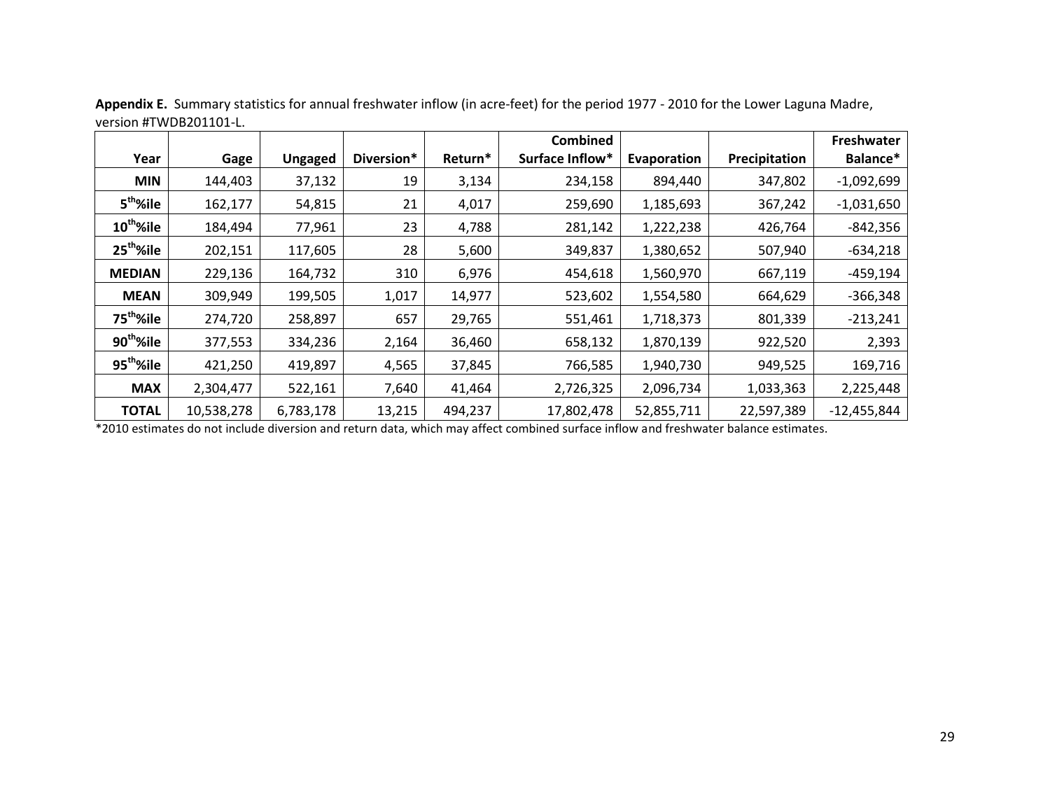**Appendix E.** Summary statistics for annual freshwater inflow (in acre-feet) for the period 1977 - 2010 for the Lower Laguna Madre, version #TWDB201101-L.

| Year | Gage | Ungaged | Diversion* | Return* | Combined Surface Inflow* | Evaporation | Precipitation | Freshwater Balance* |
|---|---|---|---|---|---|---|---|---|
| **MIN** | 144,403 | 37,132 | 19 | 3,134 | 234,158 | 894,440 | 347,802 | -1,092,699 |
| **5th%ile** | 162,177 | 54,815 | 21 | 4,017 | 259,690 | 1,185,693 | 367,242 | -1,031,650 |
| **10th%ile** | 184,494 | 77,961 | 23 | 4,788 | 281,142 | 1,222,238 | 426,764 | -842,356 |
| **25th%ile** | 202,151 | 117,605 | 28 | 5,600 | 349,837 | 1,380,652 | 507,940 | -634,218 |
| **MEDIAN** | 229,136 | 164,732 | 310 | 6,976 | 454,618 | 1,560,970 | 667,119 | -459,194 |
| **MEAN** | 309,949 | 199,505 | 1,017 | 14,977 | 523,602 | 1,554,580 | 664,629 | -366,348 |
| **75th%ile** | 274,720 | 258,897 | 657 | 29,765 | 551,461 | 1,718,373 | 801,339 | -213,241 |
| **90th%ile** | 377,553 | 334,236 | 2,164 | 36,460 | 658,132 | 1,870,139 | 922,520 | 2,393 |
| **95th%ile** | 421,250 | 419,897 | 4,565 | 37,845 | 766,585 | 1,940,730 | 949,525 | 169,716 |
| **MAX** | 2,304,477 | 522,161 | 7,640 | 41,464 | 2,726,325 | 2,096,734 | 1,033,363 | 2,225,448 |
| **TOTAL** | 10,538,278 | 6,783,178 | 13,215 | 494,237 | 17,802,478 | 52,855,711 | 22,597,389 | -12,455,844 |

*2010 estimates do not include diversion and return data, which may affect combined surface inflow and freshwater balance estimates.